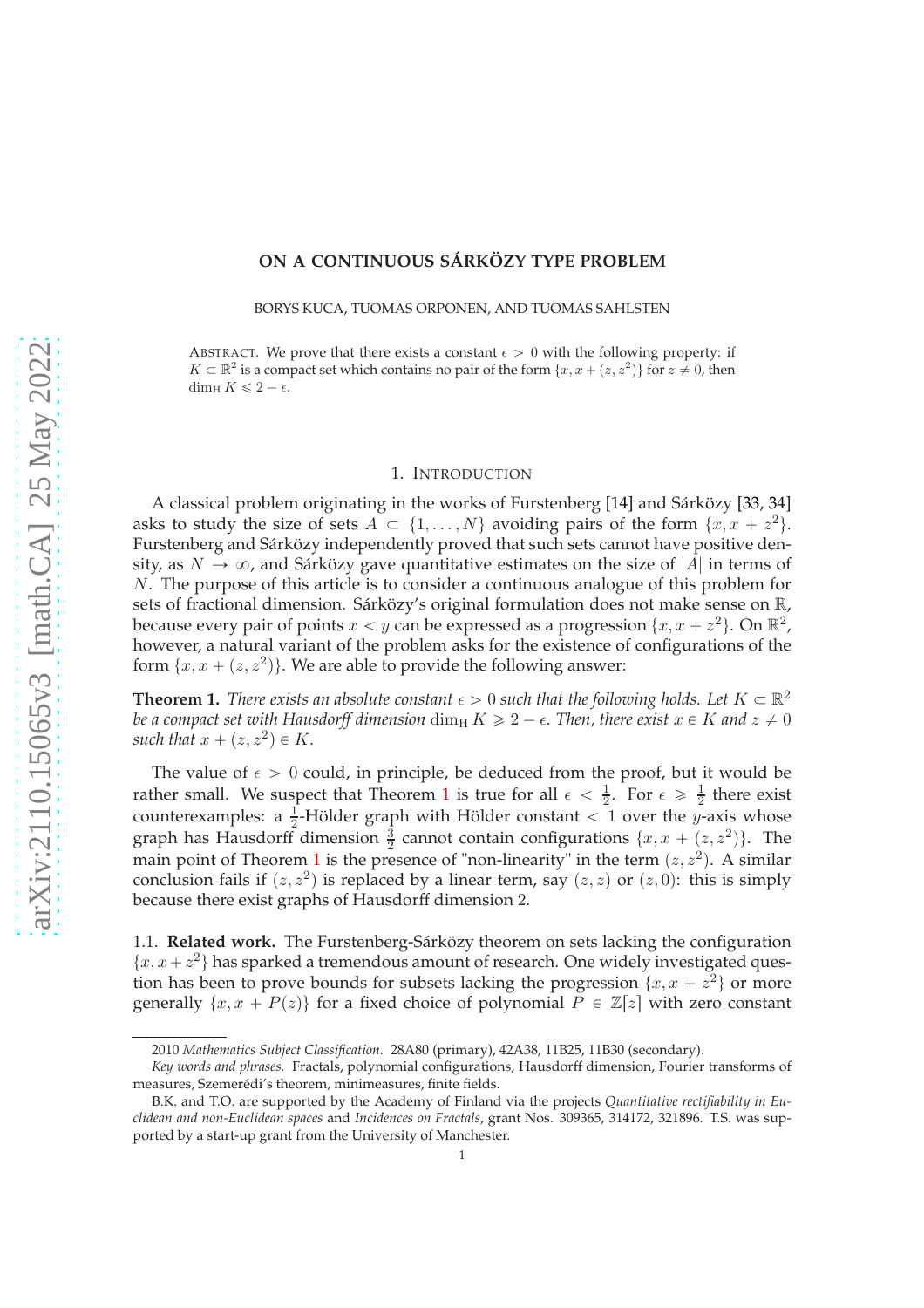# ON A CONTINUOUS SÁRKÖZY TYPE PROBLEM

BORYS KUCA, TUOMAS ORPONEN, AND TUOMAS SAHLSTEN

ABSTRACT. We prove that there exists a constant $\epsilon > 0$ with the following property: if $K \subset \mathbb{R}^2$ is a compact set which contains no pair of the form $\{x, x + (z, z^2)\}$ for $z \neq 0$, then $\dim_{\mathrm{H}} K \leqslant 2 - \epsilon$.

## 1. INTRODUCTION

A classical problem originating in the works of Furstenberg [14] and Sárközy [33, 34] asks to study the size of sets $A \subset \{1, \ldots, N\}$ avoiding pairs of the form $\{x, x + z^2\}$. Furstenberg and Sárközy independently proved that such sets cannot have positive density, as $N \to \infty$, and Sárközy gave quantitative estimates on the size of $|A|$ in terms of $N$. The purpose of this article is to consider a continuous analogue of this problem for sets of fractional dimension. Sárközy's original formulation does not make sense on $\mathbb{R}$, because every pair of points $x < y$ can be expressed as a progression $\{x, x + z^2\}$. On $\mathbb{R}^2$, however, a natural variant of the problem asks for the existence of configurations of the form $\{x, x + (z, z^2)\}$. We are able to provide the following answer:

**Theorem 1.** *There exists an absolute constant $\epsilon > 0$ such that the following holds. Let $K \subset \mathbb{R}^2$ be a compact set with Hausdorff dimension $\dim_{\mathrm{H}} K \geqslant 2 - \epsilon$. Then, there exist $x \in K$ and $z \neq 0$ such that $x + (z, z^2) \in K$.*

The value of $\epsilon > 0$ could, in principle, be deduced from the proof, but it would be rather small. We suspect that Theorem 1 is true for all $\epsilon < \frac{1}{2}$. For $\epsilon \geqslant \frac{1}{2}$ there exist counterexamples: a $\frac{1}{2}$-Hölder graph with Hölder constant $< 1$ over the $y$-axis whose graph has Hausdorff dimension $\frac{3}{2}$ cannot contain configurations $\{x, x + (z, z^2)\}$. The main point of Theorem 1 is the presence of "non-linearity" in the term $(z, z^2)$. A similar conclusion fails if $(z, z^2)$ is replaced by a linear term, say $(z, z)$ or $(z, 0)$: this is simply because there exist graphs of Hausdorff dimension 2.

1.1. **Related work.** The Furstenberg-Sárközy theorem on sets lacking the configuration $\{x, x + z^2\}$ has sparked a tremendous amount of research. One widely investigated question has been to prove bounds for subsets lacking the progression $\{x, x + z^2\}$ or more generally $\{x, x + P(z)\}$ for a fixed choice of polynomial $P \in \mathbb{Z}[z]$ with zero constant

---

2010 *Mathematics Subject Classification.* 28A80 (primary), 42A38, 11B25, 11B30 (secondary).

*Key words and phrases.* Fractals, polynomial configurations, Hausdorff dimension, Fourier transforms of measures, Szemerédi's theorem, minimeasures, finite fields.

B.K. and T.O. are supported by the Academy of Finland via the projects *Quantitative rectifiability in Euclidean and non-Euclidean spaces* and *Incidences on Fractals*, grant Nos. 309365, 314172, 321896. T.S. was supported by a start-up grant from the University of Manchester.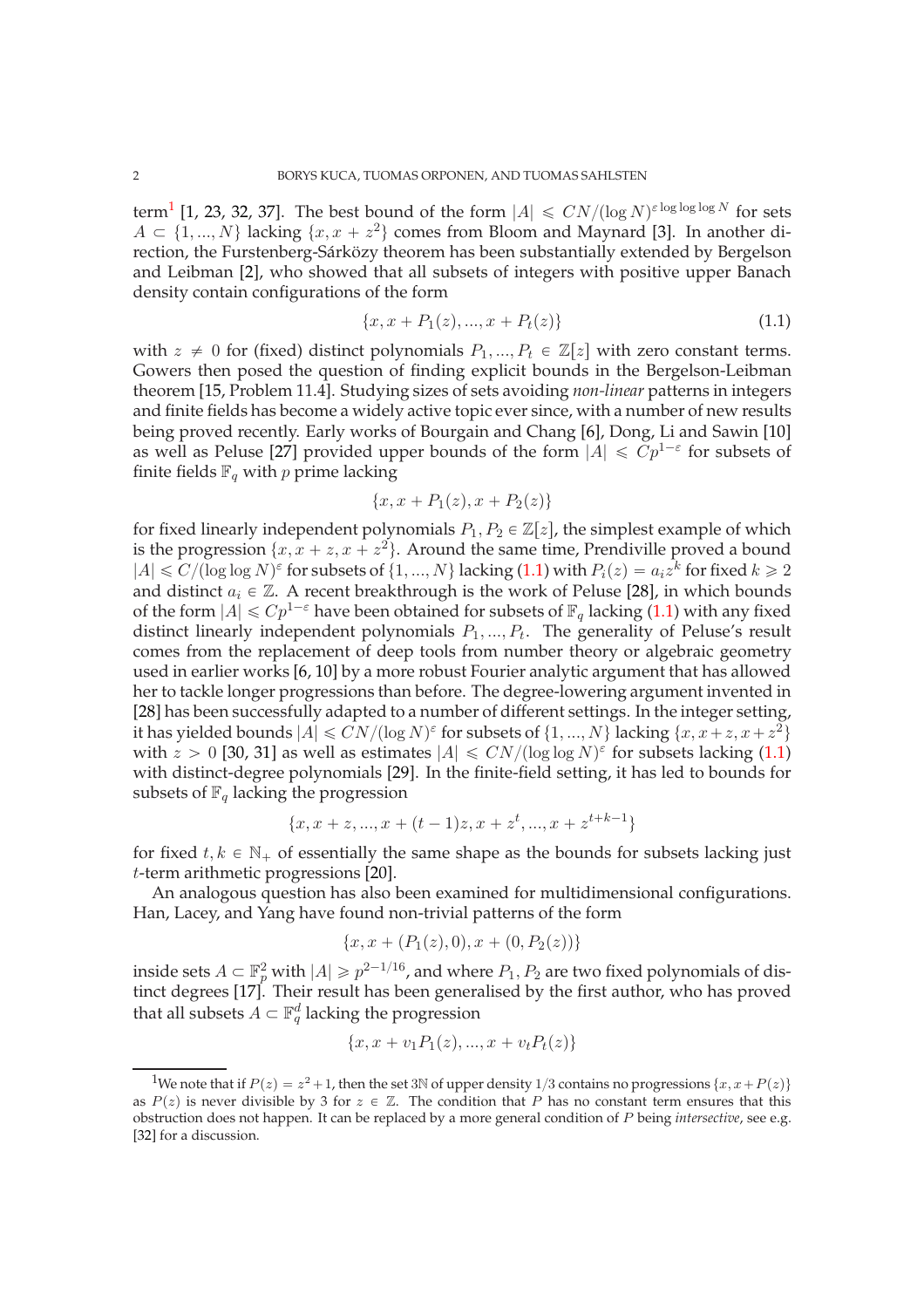term[1] [1, 23, 32, 37]. The best bound of the form $|A| \leqslant CN/(\log N)^{\varepsilon \log\log\log N}$ for sets $A \subset \{1, ..., N\}$ lacking $\{x, x + z^2\}$ comes from Bloom and Maynard [3]. In another direction, the Furstenberg-Sárközy theorem has been substantially extended by Bergelson and Leibman [2], who showed that all subsets of integers with positive upper Banach density contain configurations of the form

$$\{x, x + P_1(z), ..., x + P_t(z)\} \tag{1.1}$$

with $z \neq 0$ for (fixed) distinct polynomials $P_1, ..., P_t \in \mathbb{Z}[z]$ with zero constant terms. Gowers then posed the question of finding explicit bounds in the Bergelson-Leibman theorem [15, Problem 11.4]. Studying sizes of sets avoiding *non-linear* patterns in integers and finite fields has become a widely active topic ever since, with a number of new results being proved recently. Early works of Bourgain and Chang [6], Dong, Li and Sawin [10] as well as Peluse [27] provided upper bounds of the form $|A| \leqslant Cp^{1-\varepsilon}$ for subsets of finite fields $\mathbb{F}_q$ with $p$ prime lacking

$$\{x, x + P_1(z), x + P_2(z)\}$$

for fixed linearly independent polynomials $P_1, P_2 \in \mathbb{Z}[z]$, the simplest example of which is the progression $\{x, x + z, x + z^2\}$. Around the same time, Prendiville proved a bound $|A| \leqslant C/(\log\log N)^{\varepsilon}$ for subsets of $\{1, ..., N\}$ lacking (1.1) with $P_i(z) = a_i z^k$ for fixed $k \geqslant 2$ and distinct $a_i \in \mathbb{Z}$. A recent breakthrough is the work of Peluse [28], in which bounds of the form $|A| \leqslant Cp^{1-\varepsilon}$ have been obtained for subsets of $\mathbb{F}_q$ lacking (1.1) with any fixed distinct linearly independent polynomials $P_1, ..., P_t$. The generality of Peluse's result comes from the replacement of deep tools from number theory or algebraic geometry used in earlier works [6, 10] by a more robust Fourier analytic argument that has allowed her to tackle longer progressions than before. The degree-lowering argument invented in [28] has been successfully adapted to a number of different settings. In the integer setting, it has yielded bounds $|A| \leqslant CN/(\log N)^{\varepsilon}$ for subsets of $\{1, ..., N\}$ lacking $\{x, x+z, x+z^2\}$ with $z > 0$ [30, 31] as well as estimates $|A| \leqslant CN/(\log\log N)^{\varepsilon}$ for subsets lacking (1.1) with distinct-degree polynomials [29]. In the finite-field setting, it has led to bounds for subsets of $\mathbb{F}_q$ lacking the progression

$$\{x, x + z, ..., x + (t-1)z, x + z^t, ..., x + z^{t+k-1}\}$$

for fixed $t, k \in \mathbb{N}_+$ of essentially the same shape as the bounds for subsets lacking just $t$-term arithmetic progressions [20].

An analogous question has also been examined for multidimensional configurations. Han, Lacey, and Yang have found non-trivial patterns of the form

$$\{x, x + (P_1(z), 0), x + (0, P_2(z))\}$$

inside sets $A \subset \mathbb{F}_p^2$ with $|A| \geqslant p^{2-1/16}$, and where $P_1, P_2$ are two fixed polynomials of distinct degrees [17]. Their result has been generalised by the first author, who has proved that all subsets $A \subset \mathbb{F}_q^d$ lacking the progression

$$\{x, x + v_1 P_1(z), ..., x + v_t P_t(z)\}$$

[1] We note that if $P(z) = z^2 + 1$, then the set $3\mathbb{N}$ of upper density $1/3$ contains no progressions $\{x, x + P(z)\}$ as $P(z)$ is never divisible by 3 for $z \in \mathbb{Z}$. The condition that $P$ has no constant term ensures that this obstruction does not happen. It can be replaced by a more general condition of $P$ being *intersective*, see e.g. [32] for a discussion.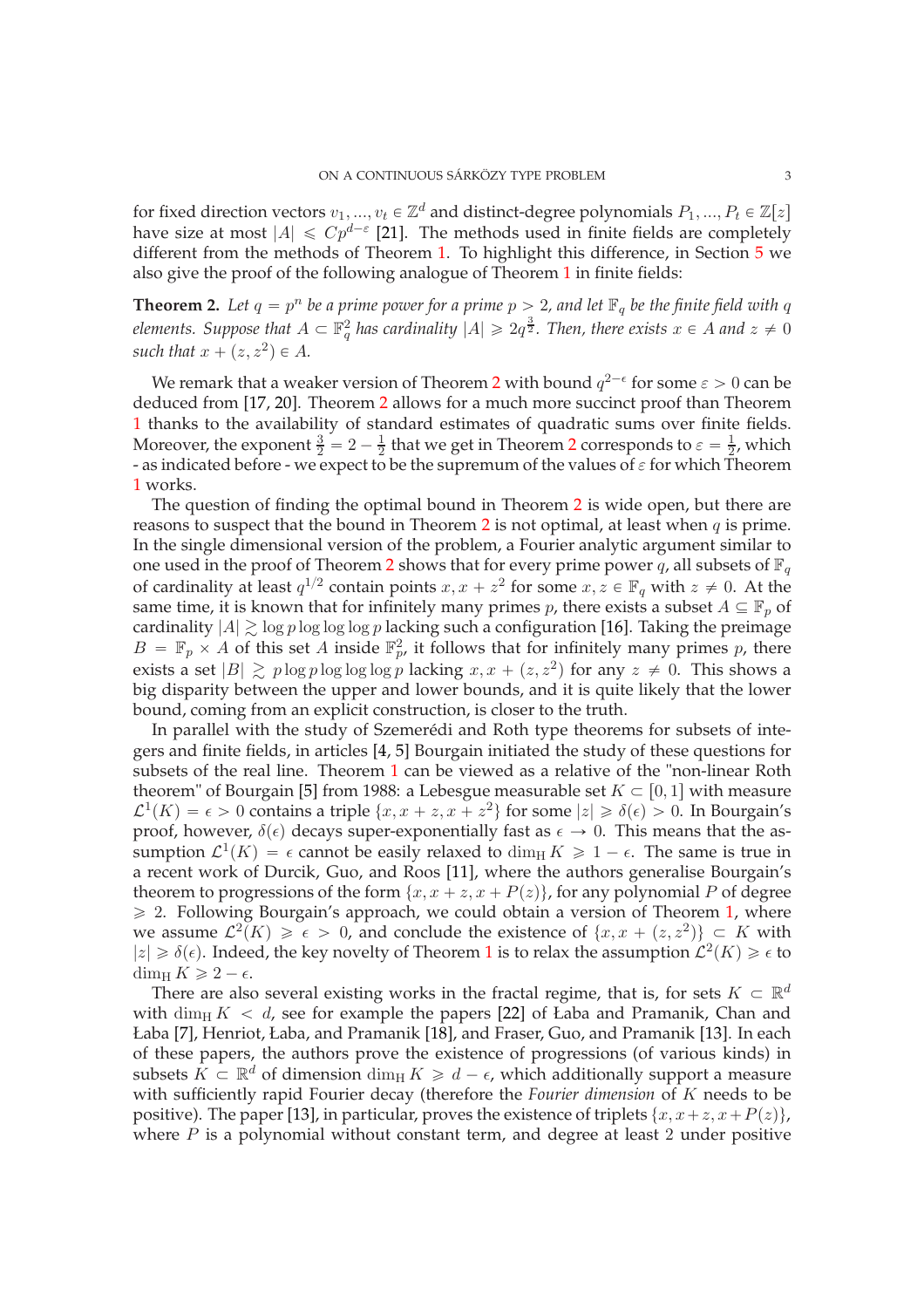for fixed direction vectors $v_1, ..., v_t \in \mathbb{Z}^d$ and distinct-degree polynomials $P_1, ..., P_t \in \mathbb{Z}[z]$ have size at most $|A| \leqslant Cp^{d-\varepsilon}$ [21]. The methods used in finite fields are completely different from the methods of Theorem 1. To highlight this difference, in Section 5 we also give the proof of the following analogue of Theorem 1 in finite fields:

**Theorem 2.** *Let $q = p^n$ be a prime power for a prime $p > 2$, and let $\mathbb{F}_q$ be the finite field with $q$ elements. Suppose that $A \subset \mathbb{F}_q^2$ has cardinality $|A| \geqslant 2q^{\frac{3}{2}}$. Then, there exists $x \in A$ and $z \neq 0$ such that $x + (z, z^2) \in A$.*

We remark that a weaker version of Theorem 2 with bound $q^{2-\epsilon}$ for some $\varepsilon > 0$ can be deduced from [17, 20]. Theorem 2 allows for a much more succinct proof than Theorem 1 thanks to the availability of standard estimates of quadratic sums over finite fields. Moreover, the exponent $\frac{3}{2} = 2 - \frac{1}{2}$ that we get in Theorem 2 corresponds to $\varepsilon = \frac{1}{2}$, which - as indicated before - we expect to be the supremum of the values of $\varepsilon$ for which Theorem 1 works.

The question of finding the optimal bound in Theorem 2 is wide open, but there are reasons to suspect that the bound in Theorem 2 is not optimal, at least when $q$ is prime. In the single dimensional version of the problem, a Fourier analytic argument similar to one used in the proof of Theorem 2 shows that for every prime power $q$, all subsets of $\mathbb{F}_q$ of cardinality at least $q^{1/2}$ contain points $x, x + z^2$ for some $x, z \in \mathbb{F}_q$ with $z \neq 0$. At the same time, it is known that for infinitely many primes $p$, there exists a subset $A \subseteq \mathbb{F}_p$ of cardinality $|A| \gtrsim \log p \log \log \log p$ lacking such a configuration [16]. Taking the preimage $B = \mathbb{F}_p \times A$ of this set $A$ inside $\mathbb{F}_p^2$, it follows that for infinitely many primes $p$, there exists a set $|B| \gtrsim p \log p \log \log \log p$ lacking $x, x + (z, z^2)$ for any $z \neq 0$. This shows a big disparity between the upper and lower bounds, and it is quite likely that the lower bound, coming from an explicit construction, is closer to the truth.

In parallel with the study of Szemerédi and Roth type theorems for subsets of integers and finite fields, in articles [4, 5] Bourgain initiated the study of these questions for subsets of the real line. Theorem 1 can be viewed as a relative of the "non-linear Roth theorem" of Bourgain [5] from 1988: a Lebesgue measurable set $K \subset [0, 1]$ with measure $\mathcal{L}^1(K) = \epsilon > 0$ contains a triple $\{x, x + z, x + z^2\}$ for some $|z| \geqslant \delta(\epsilon) > 0$. In Bourgain's proof, however, $\delta(\epsilon)$ decays super-exponentially fast as $\epsilon \to 0$. This means that the assumption $\mathcal{L}^1(K) = \epsilon$ cannot be easily relaxed to $\dim_{\mathrm{H}} K \geqslant 1 - \epsilon$. The same is true in a recent work of Durcik, Guo, and Roos [11], where the authors generalise Bourgain's theorem to progressions of the form $\{x, x + z, x + P(z)\}$, for any polynomial $P$ of degree $\geqslant 2$. Following Bourgain's approach, we could obtain a version of Theorem 1, where we assume $\mathcal{L}^2(K) \geqslant \epsilon > 0$, and conclude the existence of $\{x, x + (z, z^2)\} \subset K$ with $|z| \geqslant \delta(\epsilon)$. Indeed, the key novelty of Theorem 1 is to relax the assumption $\mathcal{L}^2(K) \geqslant \epsilon$ to $\dim_{\mathrm{H}} K \geqslant 2 - \epsilon$.

There are also several existing works in the fractal regime, that is, for sets $K \subset \mathbb{R}^d$ with $\dim_{\mathrm{H}} K < d$, see for example the papers [22] of Łaba and Pramanik, Chan and Łaba [7], Henriot, Łaba, and Pramanik [18], and Fraser, Guo, and Pramanik [13]. In each of these papers, the authors prove the existence of progressions (of various kinds) in subsets $K \subset \mathbb{R}^d$ of dimension $\dim_{\mathrm{H}} K \geqslant d - \epsilon$, which additionally support a measure with sufficiently rapid Fourier decay (therefore the *Fourier dimension* of $K$ needs to be positive). The paper [13], in particular, proves the existence of triplets $\{x, x+z, x+P(z)\}$, where $P$ is a polynomial without constant term, and degree at least 2 under positive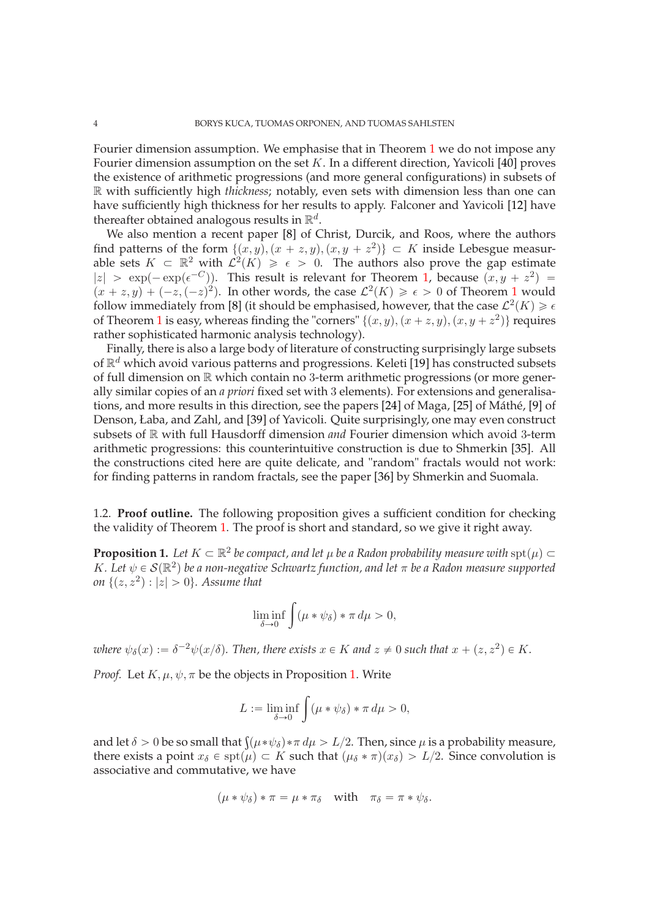Fourier dimension assumption. We emphasise that in Theorem 1 we do not impose any Fourier dimension assumption on the set $K$. In a different direction, Yavicoli [40] proves the existence of arithmetic progressions (and more general configurations) in subsets of $\mathbb{R}$ with sufficiently high *thickness*; notably, even sets with dimension less than one can have sufficiently high thickness for her results to apply. Falconer and Yavicoli [12] have thereafter obtained analogous results in $\mathbb{R}^d$.

We also mention a recent paper [8] of Christ, Durcik, and Roos, where the authors find patterns of the form $\{(x,y),(x+z,y),(x,y+z^2)\} \subset K$ inside Lebesgue measurable sets $K \subset \mathbb{R}^2$ with $\mathcal{L}^2(K) \geqslant \epsilon > 0$. The authors also prove the gap estimate $|z| > \exp(-\exp(\epsilon^{-C}))$. This result is relevant for Theorem 1, because $(x, y+z^2) = (x+z,y) + (-z,(-z)^2)$. In other words, the case $\mathcal{L}^2(K) \geqslant \epsilon > 0$ of Theorem 1 would follow immediately from [8] (it should be emphasised, however, that the case $\mathcal{L}^2(K) \geqslant \epsilon$ of Theorem 1 is easy, whereas finding the "corners" $\{(x,y),(x+z,y),(x,y+z^2)\}$ requires rather sophisticated harmonic analysis technology).

Finally, there is also a large body of literature of constructing surprisingly large subsets of $\mathbb{R}^d$ which avoid various patterns and progressions. Keleti [19] has constructed subsets of full dimension on $\mathbb{R}$ which contain no 3-term arithmetic progressions (or more generally similar copies of an *a priori* fixed set with 3 elements). For extensions and generalisations, and more results in this direction, see the papers [24] of Maga, [25] of Máthé, [9] of Denson, Łaba, and Zahl, and [39] of Yavicoli. Quite surprisingly, one may even construct subsets of $\mathbb{R}$ with full Hausdorff dimension *and* Fourier dimension which avoid 3-term arithmetic progressions: this counterintuitive construction is due to Shmerkin [35]. All the constructions cited here are quite delicate, and "random" fractals would not work: for finding patterns in random fractals, see the paper [36] by Shmerkin and Suomala.

### 1.2. **Proof outline.**

The following proposition gives a sufficient condition for checking the validity of Theorem 1. The proof is short and standard, so we give it right away.

**Proposition 1.** *Let $K \subset \mathbb{R}^2$ be compact, and let $\mu$ be a Radon probability measure with $\operatorname{spt}(\mu) \subset K$. Let $\psi \in \mathcal{S}(\mathbb{R}^2)$ be a non-negative Schwartz function, and let $\pi$ be a Radon measure supported on $\{(z,z^2) : |z| > 0\}$. Assume that*

$$\liminf_{\delta \to 0} \int (\mu * \psi_\delta) * \pi \, d\mu > 0,$$

*where $\psi_\delta(x) := \delta^{-2}\psi(x/\delta)$. Then, there exists $x \in K$ and $z \neq 0$ such that $x + (z,z^2) \in K$.*

*Proof.* Let $K, \mu, \psi, \pi$ be the objects in Proposition 1. Write

$$L := \liminf_{\delta \to 0} \int (\mu * \psi_\delta) * \pi \, d\mu > 0,$$

and let $\delta > 0$ be so small that $\int (\mu * \psi_\delta) * \pi \, d\mu > L/2$. Then, since $\mu$ is a probability measure, there exists a point $x_\delta \in \operatorname{spt}(\mu) \subset K$ such that $(\mu_\delta * \pi)(x_\delta) > L/2$. Since convolution is associative and commutative, we have

$$(\mu * \psi_\delta) * \pi = \mu * \pi_\delta \quad \text{with} \quad \pi_\delta = \pi * \psi_\delta.$$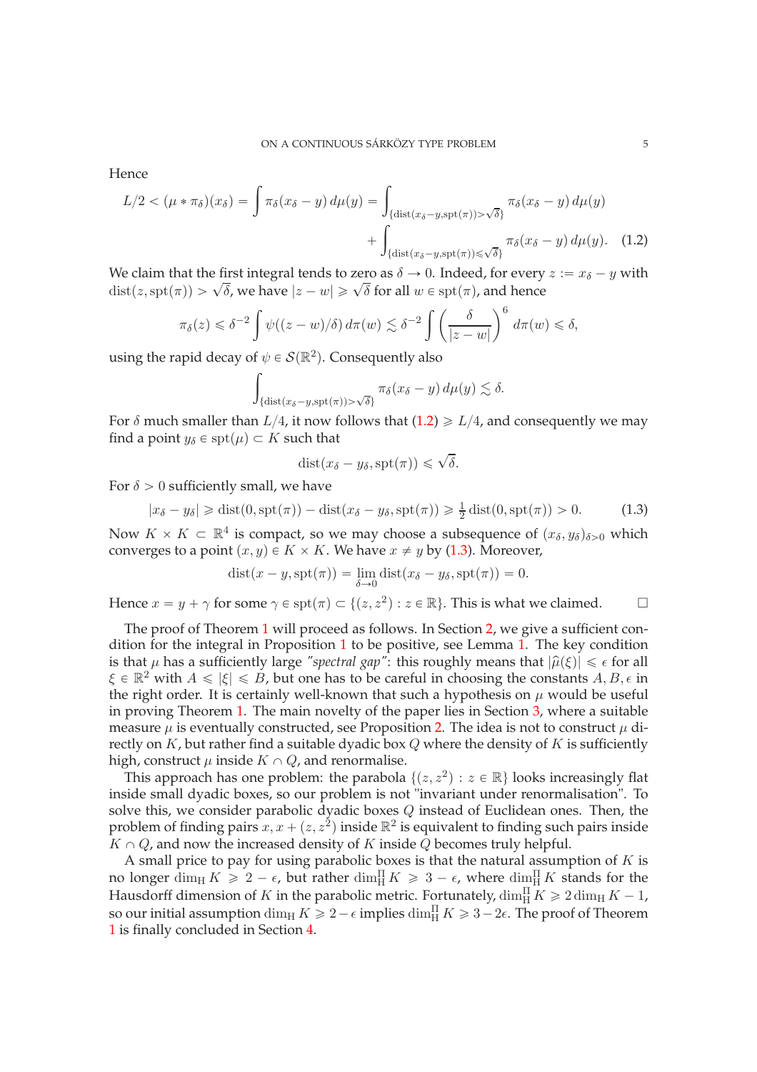Hence

$$L/2 < (\mu * \pi_\delta)(x_\delta) = \int \pi_\delta(x_\delta - y)\, d\mu(y) = \int_{\{\mathrm{dist}(x_\delta - y, \mathrm{spt}(\pi)) > \sqrt{\delta}\}} \pi_\delta(x_\delta - y)\, d\mu(y)$$
$$+ \int_{\{\mathrm{dist}(x_\delta - y, \mathrm{spt}(\pi)) \leqslant \sqrt{\delta}\}} \pi_\delta(x_\delta - y)\, d\mu(y). \quad (1.2)$$

We claim that the first integral tends to zero as $\delta \to 0$. Indeed, for every $z := x_\delta - y$ with $\mathrm{dist}(z, \mathrm{spt}(\pi)) > \sqrt{\delta}$, we have $|z - w| \geqslant \sqrt{\delta}$ for all $w \in \mathrm{spt}(\pi)$, and hence

$$\pi_\delta(z) \leqslant \delta^{-2} \int \psi((z - w)/\delta)\, d\pi(w) \lesssim \delta^{-2} \int \left( \frac{\delta}{|z - w|} \right)^6 d\pi(w) \leqslant \delta,$$

using the rapid decay of $\psi \in \mathcal{S}(\mathbb{R}^2)$. Consequently also

$$\int_{\{\mathrm{dist}(x_\delta - y, \mathrm{spt}(\pi)) > \sqrt{\delta}\}} \pi_\delta(x_\delta - y)\, d\mu(y) \lesssim \delta.$$

For $\delta$ much smaller than $L/4$, it now follows that (1.2) $\geqslant L/4$, and consequently we may find a point $y_\delta \in \mathrm{spt}(\mu) \subset K$ such that

$$\mathrm{dist}(x_\delta - y_\delta, \mathrm{spt}(\pi)) \leqslant \sqrt{\delta}.$$

For $\delta > 0$ sufficiently small, we have

$$|x_\delta - y_\delta| \geqslant \mathrm{dist}(0, \mathrm{spt}(\pi)) - \mathrm{dist}(x_\delta - y_\delta, \mathrm{spt}(\pi)) \geqslant \tfrac{1}{2}\, \mathrm{dist}(0, \mathrm{spt}(\pi)) > 0. \quad (1.3)$$

Now $K \times K \subset \mathbb{R}^4$ is compact, so we may choose a subsequence of $(x_\delta, y_\delta)_{\delta > 0}$ which converges to a point $(x, y) \in K \times K$. We have $x \neq y$ by (1.3). Moreover,

$$\mathrm{dist}(x - y, \mathrm{spt}(\pi)) = \lim_{\delta \to 0} \mathrm{dist}(x_\delta - y_\delta, \mathrm{spt}(\pi)) = 0.$$

Hence $x = y + \gamma$ for some $\gamma \in \mathrm{spt}(\pi) \subset \{(z, z^2) : z \in \mathbb{R}\}$. This is what we claimed. □

The proof of Theorem 1 will proceed as follows. In Section 2, we give a sufficient condition for the integral in Proposition 1 to be positive, see Lemma 1. The key condition is that $\mu$ has a sufficiently large *"spectral gap"*: this roughly means that $|\hat{\mu}(\xi)| \leqslant \epsilon$ for all $\xi \in \mathbb{R}^2$ with $A \leqslant |\xi| \leqslant B$, but one has to be careful in choosing the constants $A, B, \epsilon$ in the right order. It is certainly well-known that such a hypothesis on $\mu$ would be useful in proving Theorem 1. The main novelty of the paper lies in Section 3, where a suitable measure $\mu$ is eventually constructed, see Proposition 2. The idea is not to construct $\mu$ directly on $K$, but rather find a suitable dyadic box $Q$ where the density of $K$ is sufficiently high, construct $\mu$ inside $K \cap Q$, and renormalise.

This approach has one problem: the parabola $\{(z, z^2) : z \in \mathbb{R}\}$ looks increasingly flat inside small dyadic boxes, so our problem is not "invariant under renormalisation". To solve this, we consider parabolic dyadic boxes $Q$ instead of Euclidean ones. Then, the problem of finding pairs $x, x + (z, z^2)$ inside $\mathbb{R}^2$ is equivalent to finding such pairs inside $K \cap Q$, and now the increased density of $K$ inside $Q$ becomes truly helpful.

A small price to pay for using parabolic boxes is that the natural assumption of $K$ is no longer $\dim_{\mathrm{H}} K \geqslant 2 - \epsilon$, but rather $\dim_{\mathrm{H}}^{\Pi} K \geqslant 3 - \epsilon$, where $\dim_{\mathrm{H}}^{\Pi} K$ stands for the Hausdorff dimension of $K$ in the parabolic metric. Fortunately, $\dim_{\mathrm{H}}^{\Pi} K \geqslant 2\dim_{\mathrm{H}} K - 1$, so our initial assumption $\dim_{\mathrm{H}} K \geqslant 2 - \epsilon$ implies $\dim_{\mathrm{H}}^{\Pi} K \geqslant 3 - 2\epsilon$. The proof of Theorem 1 is finally concluded in Section 4.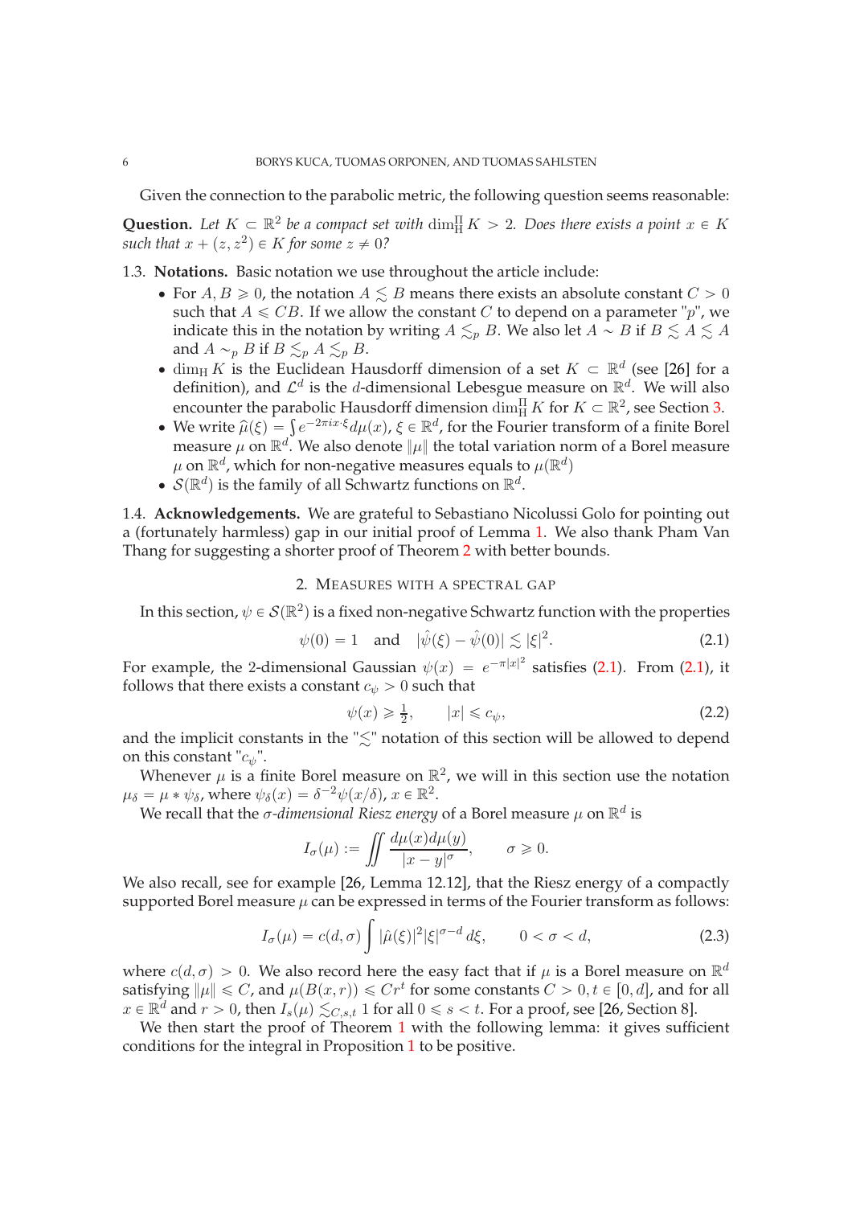Given the connection to the parabolic metric, the following question seems reasonable:

**Question.** *Let $K \subset \mathbb{R}^2$ be a compact set with $\dim_{\mathrm{H}}^{\Pi} K > 2$. Does there exists a point $x \in K$ such that $x + (z, z^2) \in K$ for some $z \neq 0$?*

1.3. **Notations.** Basic notation we use throughout the article include:

- For $A, B \geqslant 0$, the notation $A \lesssim B$ means there exists an absolute constant $C > 0$ such that $A \leqslant CB$. If we allow the constant $C$ to depend on a parameter "$p$", we indicate this in the notation by writing $A \lesssim_p B$. We also let $A \sim B$ if $B \lesssim A \lesssim A$ and $A \sim_p B$ if $B \lesssim_p A \lesssim_p B$.
- $\dim_{\mathrm{H}} K$ is the Euclidean Hausdorff dimension of a set $K \subset \mathbb{R}^d$ (see [26] for a definition), and $\mathcal{L}^d$ is the $d$-dimensional Lebesgue measure on $\mathbb{R}^d$. We will also encounter the parabolic Hausdorff dimension $\dim_{\mathrm{H}}^{\Pi} K$ for $K \subset \mathbb{R}^2$, see Section 3.
- We write $\widehat{\mu}(\xi) = \int e^{-2\pi i x \cdot \xi} d\mu(x)$, $\xi \in \mathbb{R}^d$, for the Fourier transform of a finite Borel measure $\mu$ on $\mathbb{R}^d$. We also denote $\|\mu\|$ the total variation norm of a Borel measure $\mu$ on $\mathbb{R}^d$, which for non-negative measures equals to $\mu(\mathbb{R}^d)$
- $\mathcal{S}(\mathbb{R}^d)$ is the family of all Schwartz functions on $\mathbb{R}^d$.

1.4. **Acknowledgements.** We are grateful to Sebastiano Nicolussi Golo for pointing out a (fortunately harmless) gap in our initial proof of Lemma 1. We also thank Pham Van Thang for suggesting a shorter proof of Theorem 2 with better bounds.

## 2. Measures with a spectral gap

In this section, $\psi \in \mathcal{S}(\mathbb{R}^2)$ is a fixed non-negative Schwartz function with the properties

$$\psi(0) = 1 \quad \text{and} \quad |\hat{\psi}(\xi) - \hat{\psi}(0)| \lesssim |\xi|^2. \tag{2.1}$$

For example, the 2-dimensional Gaussian $\psi(x) = e^{-\pi|x|^2}$ satisfies (2.1). From (2.1), it follows that there exists a constant $c_\psi > 0$ such that

$$\psi(x) \geqslant \tfrac{1}{2}, \qquad |x| \leqslant c_\psi, \tag{2.2}$$

and the implicit constants in the "$\lesssim$" notation of this section will be allowed to depend on this constant "$c_\psi$".

Whenever $\mu$ is a finite Borel measure on $\mathbb{R}^2$, we will in this section use the notation $\mu_\delta = \mu * \psi_\delta$, where $\psi_\delta(x) = \delta^{-2}\psi(x/\delta)$, $x \in \mathbb{R}^2$.

We recall that the *$\sigma$-dimensional Riesz energy* of a Borel measure $\mu$ on $\mathbb{R}^d$ is

$$I_\sigma(\mu) := \iint \frac{d\mu(x)d\mu(y)}{|x-y|^\sigma}, \qquad \sigma \geqslant 0.$$

We also recall, see for example [26, Lemma 12.12], that the Riesz energy of a compactly supported Borel measure $\mu$ can be expressed in terms of the Fourier transform as follows:

$$I_\sigma(\mu) = c(d,\sigma) \int |\hat{\mu}(\xi)|^2 |\xi|^{\sigma - d} \, d\xi, \qquad 0 < \sigma < d, \tag{2.3}$$

where $c(d,\sigma) > 0$. We also record here the easy fact that if $\mu$ is a Borel measure on $\mathbb{R}^d$ satisfying $\|\mu\| \leqslant C$, and $\mu(B(x,r)) \leqslant Cr^t$ for some constants $C > 0, t \in [0,d]$, and for all $x \in \mathbb{R}^d$ and $r > 0$, then $I_s(\mu) \lesssim_{C,s,t} 1$ for all $0 \leqslant s < t$. For a proof, see [26, Section 8].

We then start the proof of Theorem 1 with the following lemma: it gives sufficient conditions for the integral in Proposition 1 to be positive.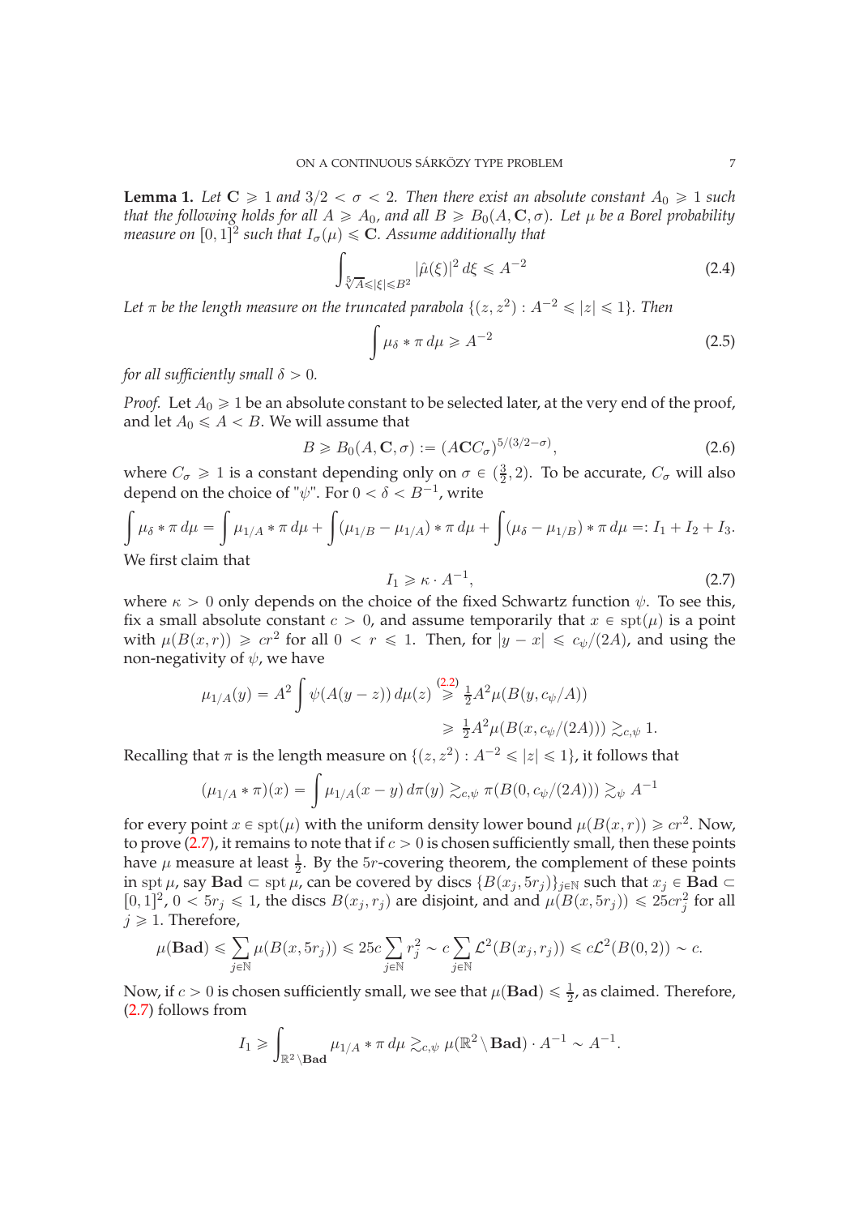**Lemma 1.** *Let $\mathbf{C} \geqslant 1$ and $3/2 < \sigma < 2$. Then there exist an absolute constant $A_0 \geqslant 1$ such that the following holds for all $A \geqslant A_0$, and all $B \geqslant B_0(A, \mathbf{C}, \sigma)$. Let $\mu$ be a Borel probability measure on $[0,1]^2$ such that $I_\sigma(\mu) \leqslant \mathbf{C}$. Assume additionally that*

$$\int_{\sqrt[5]{A} \leqslant |\xi| \leqslant B^2} |\hat{\mu}(\xi)|^2 \, d\xi \leqslant A^{-2} \tag{2.4}$$

*Let $\pi$ be the length measure on the truncated parabola $\{(z, z^2) : A^{-2} \leqslant |z| \leqslant 1\}$. Then*

$$\int \mu_\delta * \pi \, d\mu \geqslant A^{-2} \tag{2.5}$$

*for all sufficiently small $\delta > 0$.*

*Proof.* Let $A_0 \geqslant 1$ be an absolute constant to be selected later, at the very end of the proof, and let $A_0 \leqslant A < B$. We will assume that

$$B \geqslant B_0(A, \mathbf{C}, \sigma) := (A\mathbf{C}C_\sigma)^{5/(3/2 - \sigma)}, \tag{2.6}$$

where $C_\sigma \geqslant 1$ is a constant depending only on $\sigma \in (\frac{3}{2}, 2)$. To be accurate, $C_\sigma$ will also depend on the choice of "$\psi$". For $0 < \delta < B^{-1}$, write

$$\int \mu_\delta * \pi \, d\mu = \int \mu_{1/A} * \pi \, d\mu + \int (\mu_{1/B} - \mu_{1/A}) * \pi \, d\mu + \int (\mu_\delta - \mu_{1/B}) * \pi \, d\mu =: I_1 + I_2 + I_3.$$

We first claim that

$$I_1 \geqslant \kappa \cdot A^{-1}, \tag{2.7}$$

where $\kappa > 0$ only depends on the choice of the fixed Schwartz function $\psi$. To see this, fix a small absolute constant $c > 0$, and assume temporarily that $x \in \operatorname{spt}(\mu)$ is a point with $\mu(B(x,r)) \geqslant cr^2$ for all $0 < r \leqslant 1$. Then, for $|y - x| \leqslant c_\psi/(2A)$, and using the non-negativity of $\psi$, we have

$$\mu_{1/A}(y) = A^2 \int \psi(A(y - z)) \, d\mu(z) \overset{(2.2)}{\geqslant} \tfrac{1}{2} A^2 \mu(B(y, c_\psi/A))$$
$$\geqslant \tfrac{1}{2} A^2 \mu(B(x, c_\psi/(2A))) \gtrsim_{c,\psi} 1.$$

Recalling that $\pi$ is the length measure on $\{(z, z^2) : A^{-2} \leqslant |z| \leqslant 1\}$, it follows that

$$(\mu_{1/A} * \pi)(x) = \int \mu_{1/A}(x - y) \, d\pi(y) \gtrsim_{c,\psi} \pi(B(0, c_\psi/(2A))) \gtrsim_\psi A^{-1}$$

for every point $x \in \operatorname{spt}(\mu)$ with the uniform density lower bound $\mu(B(x,r)) \geqslant cr^2$. Now, to prove (2.7), it remains to note that if $c > 0$ is chosen sufficiently small, then these points have $\mu$ measure at least $\frac{1}{2}$. By the $5r$-covering theorem, the complement of these points in $\operatorname{spt} \mu$, say $\mathbf{Bad} \subset \operatorname{spt} \mu$, can be covered by discs $\{B(x_j, 5r_j)\}_{j \in \mathbb{N}}$ such that $x_j \in \mathbf{Bad} \subset [0,1]^2$, $0 < 5r_j \leqslant 1$, the discs $B(x_j, r_j)$ are disjoint, and and $\mu(B(x, 5r_j)) \leqslant 25cr_j^2$ for all $j \geqslant 1$. Therefore,

$$\mu(\mathbf{Bad}) \leqslant \sum_{j \in \mathbb{N}} \mu(B(x, 5r_j)) \leqslant 25c \sum_{j \in \mathbb{N}} r_j^2 \sim c \sum_{j \in \mathbb{N}} \mathcal{L}^2(B(x_j, r_j)) \leqslant c\mathcal{L}^2(B(0,2)) \sim c.$$

Now, if $c > 0$ is chosen sufficiently small, we see that $\mu(\mathbf{Bad}) \leqslant \frac{1}{2}$, as claimed. Therefore, (2.7) follows from

$$I_1 \geqslant \int_{\mathbb{R}^2 \setminus \mathbf{Bad}} \mu_{1/A} * \pi \, d\mu \gtrsim_{c,\psi} \mu(\mathbb{R}^2 \setminus \mathbf{Bad}) \cdot A^{-1} \sim A^{-1}.$$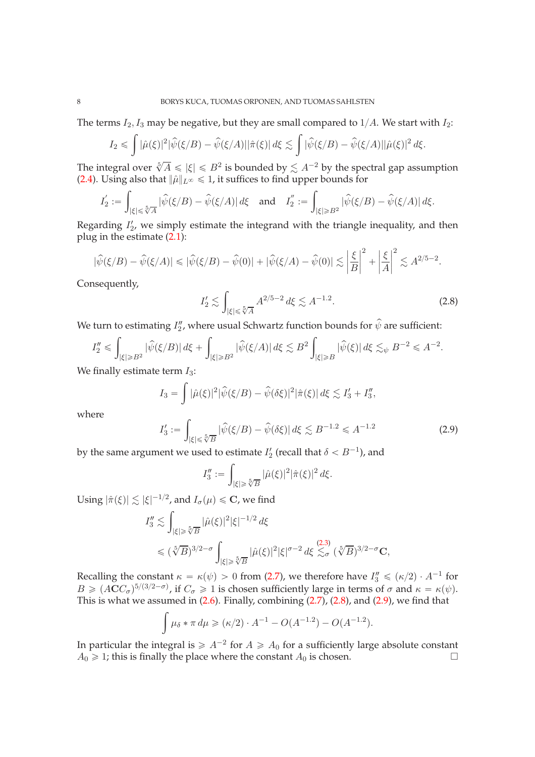The terms $I_2, I_3$ may be negative, but they are small compared to $1/A$. We start with $I_2$:

$$I_2 \leqslant \int |\hat{\mu}(\xi)|^2 |\widehat{\psi}(\xi/B) - \widehat{\psi}(\xi/A)||\hat{\pi}(\xi)|\, d\xi \lesssim \int |\widehat{\psi}(\xi/B) - \widehat{\psi}(\xi/A)||\hat{\mu}(\xi)|^2\, d\xi.$$

The integral over $\sqrt[5]{A} \leqslant |\xi| \leqslant B^2$ is bounded by $\lesssim A^{-2}$ by the spectral gap assumption (2.4). Using also that $\|\hat{\mu}\|_{L^\infty} \leqslant 1$, it suffices to find upper bounds for

$$I_2' := \int_{|\xi| \leqslant \sqrt[5]{A}} |\widehat{\psi}(\xi/B) - \widehat{\psi}(\xi/A)|\, d\xi \quad \text{and} \quad I_2'' := \int_{|\xi| \geqslant B^2} |\widehat{\psi}(\xi/B) - \widehat{\psi}(\xi/A)|\, d\xi.$$

Regarding $I_2'$, we simply estimate the integrand with the triangle inequality, and then plug in the estimate (2.1):

$$|\widehat{\psi}(\xi/B) - \widehat{\psi}(\xi/A)| \leqslant |\widehat{\psi}(\xi/B) - \widehat{\psi}(0)| + |\widehat{\psi}(\xi/A) - \widehat{\psi}(0)| \lesssim \left|\frac{\xi}{B}\right|^2 + \left|\frac{\xi}{A}\right|^2 \lesssim A^{2/5-2}.$$

Consequently,

$$I_2' \lesssim \int_{|\xi| \leqslant \sqrt[5]{A}} A^{2/5-2}\, d\xi \lesssim A^{-1.2}. \tag{2.8}$$

We turn to estimating $I_2''$, where usual Schwartz function bounds for $\widehat{\psi}$ are sufficient:

$$I_2'' \leqslant \int_{|\xi| \geqslant B^2} |\widehat{\psi}(\xi/B)|\, d\xi + \int_{|\xi| \geqslant B^2} |\widehat{\psi}(\xi/A)|\, d\xi \lesssim B^2 \int_{|\xi| \geqslant B} |\widehat{\psi}(\xi)|\, d\xi \lesssim_\psi B^{-2} \leqslant A^{-2}.$$

We finally estimate term $I_3$:

$$I_3 = \int |\hat{\mu}(\xi)|^2 |\widehat{\psi}(\xi/B) - \widehat{\psi}(\delta\xi)|^2 |\hat{\pi}(\xi)|\, d\xi \lesssim I_3' + I_3'',$$

where

$$I_3' := \int_{|\xi| \leqslant \sqrt[5]{B}} |\widehat{\psi}(\xi/B) - \widehat{\psi}(\delta\xi)|\, d\xi \lesssim B^{-1.2} \leqslant A^{-1.2} \tag{2.9}$$

by the same argument we used to estimate $I_2'$ (recall that $\delta < B^{-1}$), and

$$I_3'' := \int_{|\xi| \geqslant \sqrt[5]{B}} |\hat{\mu}(\xi)|^2 |\hat{\pi}(\xi)|^2\, d\xi.$$

Using $|\hat{\pi}(\xi)| \lesssim |\xi|^{-1/2}$, and $I_\sigma(\mu) \leqslant \mathbf{C}$, we find

$$\begin{aligned} I_3'' &\lesssim \int_{|\xi| \geqslant \sqrt[5]{B}} |\hat{\mu}(\xi)|^2 |\xi|^{-1/2}\, d\xi \\ &\leqslant (\sqrt[5]{B})^{3/2-\sigma} \int_{|\xi| \geqslant \sqrt[5]{B}} |\hat{\mu}(\xi)|^2 |\xi|^{\sigma-2}\, d\xi \overset{(2.3)}{\lesssim_\sigma} (\sqrt[5]{B})^{3/2-\sigma}\mathbf{C}, \end{aligned}$$

Recalling the constant $\kappa = \kappa(\psi) > 0$ from (2.7), we therefore have $I_3'' \leqslant (\kappa/2) \cdot A^{-1}$ for $B \geqslant (A\mathbf{C}C_\sigma)^{5/(3/2-\sigma)}$, if $C_\sigma \geqslant 1$ is chosen sufficiently large in terms of $\sigma$ and $\kappa = \kappa(\psi)$. This is what we assumed in (2.6). Finally, combining (2.7), (2.8), and (2.9), we find that

$$\int \mu_\delta * \pi\, d\mu \geqslant (\kappa/2) \cdot A^{-1} - O(A^{-1.2}) - O(A^{-1.2}).$$

In particular the integral is $\geqslant A^{-2}$ for $A \geqslant A_0$ for a sufficiently large absolute constant $A_0 \geqslant 1$; this is finally the place where the constant $A_0$ is chosen. $\square$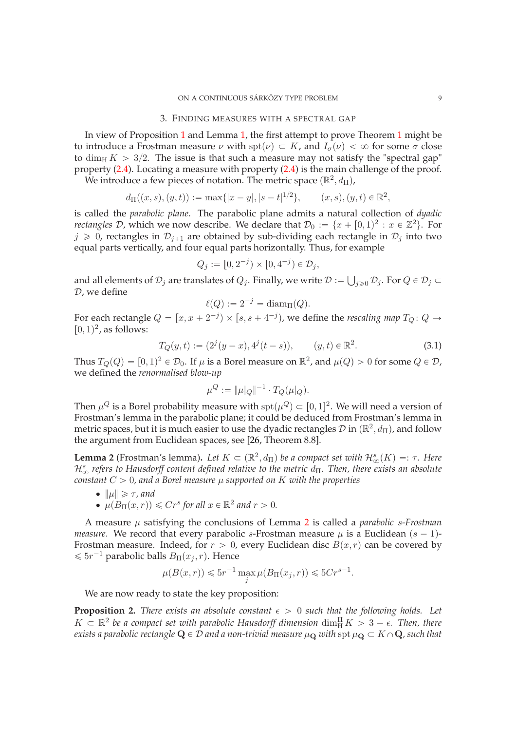## 3. Finding measures with a spectral gap

In view of Proposition 1 and Lemma 1, the first attempt to prove Theorem 1 might be to introduce a Frostman measure $\nu$ with $\mathrm{spt}(\nu) \subset K$, and $I_\sigma(\nu) < \infty$ for some $\sigma$ close to $\dim_{\mathrm{H}} K > 3/2$. The issue is that such a measure may not satisfy the "spectral gap" property (2.4). Locating a measure with property (2.4) is the main challenge of the proof.

We introduce a few pieces of notation. The metric space $(\mathbb{R}^2, d_\Pi)$,

$$d_\Pi((x,s),(y,t)) := \max\{|x-y|, |s-t|^{1/2}\}, \qquad (x,s),(y,t) \in \mathbb{R}^2,$$

is called the *parabolic plane*. The parabolic plane admits a natural collection of *dyadic rectangles* $\mathcal{D}$, which we now describe. We declare that $\mathcal{D}_0 := \{x + [0,1)^2 : x \in \mathbb{Z}^2\}$. For $j \geqslant 0$, rectangles in $\mathcal{D}_{j+1}$ are obtained by sub-dividing each rectangle in $\mathcal{D}_j$ into two equal parts vertically, and four equal parts horizontally. Thus, for example

$$Q_j := [0, 2^{-j}) \times [0, 4^{-j}) \in \mathcal{D}_j,$$

and all elements of $\mathcal{D}_j$ are translates of $Q_j$. Finally, we write $\mathcal{D} := \bigcup_{j \geqslant 0} \mathcal{D}_j$. For $Q \in \mathcal{D}_j \subset \mathcal{D}$, we define

$$\ell(Q) := 2^{-j} = \mathrm{diam}_\Pi(Q).$$

For each rectangle $Q = [x, x+2^{-j}) \times [s, s+4^{-j})$, we define the *rescaling map* $T_Q \colon Q \to [0,1)^2$, as follows:

$$T_Q(y,t) := (2^j(y-x), 4^j(t-s)), \qquad (y,t) \in \mathbb{R}^2. \tag{3.1}$$

Thus $T_Q(Q) = [0,1)^2 \in \mathcal{D}_0$. If $\mu$ is a Borel measure on $\mathbb{R}^2$, and $\mu(Q) > 0$ for some $Q \in \mathcal{D}$, we defined the *renormalised blow-up*

$$\mu^Q := \|\mu|_Q\|^{-1} \cdot T_Q(\mu|_Q).$$

Then $\mu^Q$ is a Borel probability measure with $\mathrm{spt}(\mu^Q) \subset [0,1]^2$. We will need a version of Frostman's lemma in the parabolic plane; it could be deduced from Frostman's lemma in metric spaces, but it is much easier to use the dyadic rectangles $\mathcal{D}$ in $(\mathbb{R}^2, d_\Pi)$, and follow the argument from Euclidean spaces, see [26, Theorem 8.8].

**Lemma 2** (Frostman's lemma). *Let $K \subset (\mathbb{R}^2, d_\Pi)$ be a compact set with $\mathcal{H}^s_\infty(K) =: \tau$. Here $\mathcal{H}^s_\infty$ refers to Hausdorff content defined relative to the metric $d_\Pi$. Then, there exists an absolute constant $C > 0$, and a Borel measure $\mu$ supported on $K$ with the properties*

- *$\|\mu\| \geqslant \tau$, and*
- *$\mu(B_\Pi(x,r)) \leqslant Cr^s$ for all $x \in \mathbb{R}^2$ and $r > 0$.*

A measure $\mu$ satisfying the conclusions of Lemma 2 is called a *parabolic $s$-Frostman measure*. We record that every parabolic $s$-Frostman measure $\mu$ is a Euclidean $(s-1)$-Frostman measure. Indeed, for $r > 0$, every Euclidean disc $B(x,r)$ can be covered by $\leqslant 5r^{-1}$ parabolic balls $B_\Pi(x_j, r)$. Hence

$$\mu(B(x,r)) \leqslant 5r^{-1} \max_j \mu(B_\Pi(x_j, r)) \leqslant 5Cr^{s-1}.$$

We are now ready to state the key proposition:

**Proposition 2.** *There exists an absolute constant $\epsilon > 0$ such that the following holds. Let $K \subset \mathbb{R}^2$ be a compact set with parabolic Hausdorff dimension $\dim_{\mathrm{H}}^\Pi K > 3 - \epsilon$. Then, there exists a parabolic rectangle $\mathbf{Q} \in \mathcal{D}$ and a non-trivial measure $\mu_{\mathbf{Q}}$ with $\mathrm{spt}\, \mu_{\mathbf{Q}} \subset K \cap \mathbf{Q}$, such that*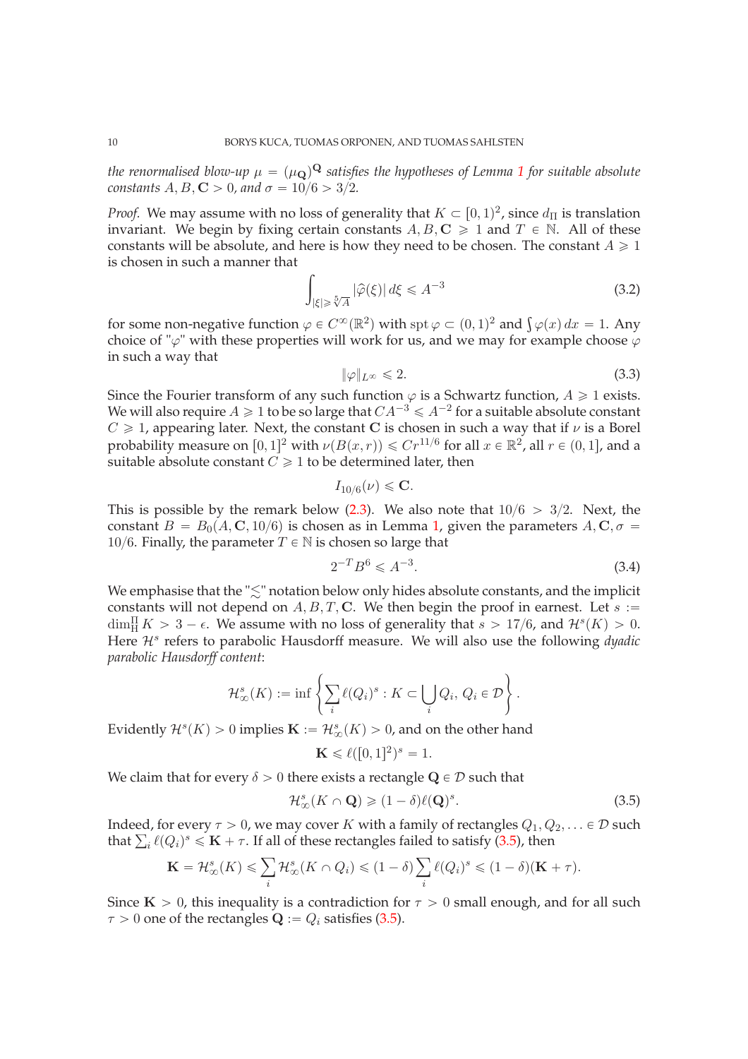*the renormalised blow-up $\mu = (\mu_{\mathbf{Q}})^{\mathbf{Q}}$ satisfies the hypotheses of Lemma 1 for suitable absolute constants $A, B, \mathbf{C} > 0$, and $\sigma = 10/6 > 3/2$.*

*Proof.* We may assume with no loss of generality that $K \subset [0,1)^2$, since $d_{\mathbb{II}}$ is translation invariant. We begin by fixing certain constants $A, B, \mathbf{C} \geqslant 1$ and $T \in \mathbb{N}$. All of these constants will be absolute, and here is how they need to be chosen. The constant $A \geqslant 1$ is chosen in such a manner that

$$\int_{|\xi| \geqslant \sqrt[5]{A}} |\widehat{\varphi}(\xi)| \, d\xi \leqslant A^{-3} \tag{3.2}$$

for some non-negative function $\varphi \in C^{\infty}(\mathbb{R}^2)$ with $\operatorname{spt} \varphi \subset (0,1)^2$ and $\int \varphi(x) \, dx = 1$. Any choice of "$\varphi$" with these properties will work for us, and we may for example choose $\varphi$ in such a way that

$$\|\varphi\|_{L^{\infty}} \leqslant 2. \tag{3.3}$$

Since the Fourier transform of any such function $\varphi$ is a Schwartz function, $A \geqslant 1$ exists. We will also require $A \geqslant 1$ to be so large that $CA^{-3} \leqslant A^{-2}$ for a suitable absolute constant $C \geqslant 1$, appearing later. Next, the constant $\mathbf{C}$ is chosen in such a way that if $\nu$ is a Borel probability measure on $[0,1]^2$ with $\nu(B(x,r)) \leqslant Cr^{11/6}$ for all $x \in \mathbb{R}^2$, all $r \in (0,1]$, and a suitable absolute constant $C \geqslant 1$ to be determined later, then

$$I_{10/6}(\nu) \leqslant \mathbf{C}.$$

This is possible by the remark below (2.3). We also note that $10/6 > 3/2$. Next, the constant $B = B_0(A, \mathbf{C}, 10/6)$ is chosen as in Lemma 1, given the parameters $A, \mathbf{C}, \sigma = 10/6$. Finally, the parameter $T \in \mathbb{N}$ is chosen so large that

$$2^{-T} B^6 \leqslant A^{-3}. \tag{3.4}$$

We emphasise that the "$\lesssim$" notation below only hides absolute constants, and the implicit constants will not depend on $A, B, T, \mathbf{C}$. We then begin the proof in earnest. Let $s := \dim_{\mathbb{II}}^{\mathbb{H}} K > 3 - \epsilon$. We assume with no loss of generality that $s > 17/6$, and $\mathcal{H}^s(K) > 0$. Here $\mathcal{H}^s$ refers to parabolic Hausdorff measure. We will also use the following *dyadic parabolic Hausdorff content*:

$$\mathcal{H}^s_{\infty}(K) := \inf \left\{ \sum_i \ell(Q_i)^s : K \subset \bigcup_i Q_i, \, Q_i \in \mathcal{D} \right\}.$$

Evidently $\mathcal{H}^s(K) > 0$ implies $\mathbf{K} := \mathcal{H}^s_{\infty}(K) > 0$, and on the other hand

$$\mathbf{K} \leqslant \ell([0,1]^2)^s = 1.$$

We claim that for every $\delta > 0$ there exists a rectangle $\mathbf{Q} \in \mathcal{D}$ such that

$$\mathcal{H}^s_{\infty}(K \cap \mathbf{Q}) \geqslant (1 - \delta)\ell(\mathbf{Q})^s. \tag{3.5}$$

Indeed, for every $\tau > 0$, we may cover $K$ with a family of rectangles $Q_1, Q_2, \ldots \in \mathcal{D}$ such that $\sum_i \ell(Q_i)^s \leqslant \mathbf{K} + \tau$. If all of these rectangles failed to satisfy (3.5), then

$$\mathbf{K} = \mathcal{H}^s_{\infty}(K) \leqslant \sum_i \mathcal{H}^s_{\infty}(K \cap Q_i) \leqslant (1 - \delta) \sum_i \ell(Q_i)^s \leqslant (1 - \delta)(\mathbf{K} + \tau).$$

Since $\mathbf{K} > 0$, this inequality is a contradiction for $\tau > 0$ small enough, and for all such $\tau > 0$ one of the rectangles $\mathbf{Q} := Q_i$ satisfies (3.5).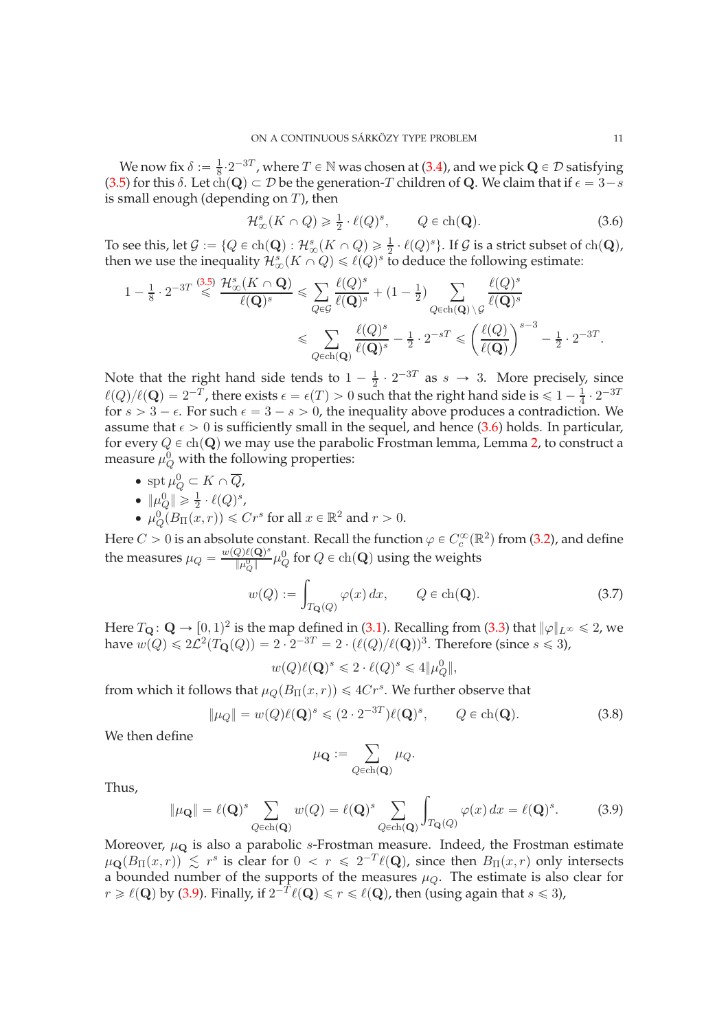We now fix $\delta := \frac{1}{8} \cdot 2^{-3T}$, where $T \in \mathbb{N}$ was chosen at (3.4), and we pick $\mathbf{Q} \in \mathcal{D}$ satisfying (3.5) for this $\delta$. Let $\mathrm{ch}(\mathbf{Q}) \subset \mathcal{D}$ be the generation-$T$ children of $\mathbf{Q}$. We claim that if $\epsilon = 3 - s$ is small enough (depending on $T$), then

$$\mathcal{H}^s_\infty(K \cap Q) \geqslant \tfrac{1}{2} \cdot \ell(Q)^s, \qquad Q \in \mathrm{ch}(\mathbf{Q}). \tag{3.6}$$

To see this, let $\mathcal{G} := \{Q \in \mathrm{ch}(\mathbf{Q}) : \mathcal{H}^s_\infty(K \cap Q) \geqslant \frac{1}{2} \cdot \ell(Q)^s\}$. If $\mathcal{G}$ is a strict subset of $\mathrm{ch}(\mathbf{Q})$, then we use the inequality $\mathcal{H}^s_\infty(K \cap Q) \leqslant \ell(Q)^s$ to deduce the following estimate:

$$\begin{aligned}
1 - \tfrac{1}{8} \cdot 2^{-3T} \overset{(3.5)}{\leqslant} \frac{\mathcal{H}^s_\infty(K \cap \mathbf{Q})}{\ell(\mathbf{Q})^s} &\leqslant \sum_{Q \in \mathcal{G}} \frac{\ell(Q)^s}{\ell(\mathbf{Q})^s} + (1 - \tfrac{1}{2}) \sum_{Q \in \mathrm{ch}(\mathbf{Q}) \setminus \mathcal{G}} \frac{\ell(Q)^s}{\ell(\mathbf{Q})^s} \\
&\leqslant \sum_{Q \in \mathrm{ch}(\mathbf{Q})} \frac{\ell(Q)^s}{\ell(\mathbf{Q})^s} - \tfrac{1}{2} \cdot 2^{-sT} \leqslant \left( \frac{\ell(Q)}{\ell(\mathbf{Q})} \right)^{s-3} - \tfrac{1}{2} \cdot 2^{-3T}.
\end{aligned}$$

Note that the right hand side tends to $1 - \frac{1}{2} \cdot 2^{-3T}$ as $s \to 3$. More precisely, since $\ell(Q)/\ell(\mathbf{Q}) = 2^{-T}$, there exists $\epsilon = \epsilon(T) > 0$ such that the right hand side is $\leqslant 1 - \frac{1}{4} \cdot 2^{-3T}$ for $s > 3 - \epsilon$. For such $\epsilon = 3 - s > 0$, the inequality above produces a contradiction. We assume that $\epsilon > 0$ is sufficiently small in the sequel, and hence (3.6) holds. In particular, for every $Q \in \mathrm{ch}(\mathbf{Q})$ we may use the parabolic Frostman lemma, Lemma 2, to construct a measure $\mu^0_Q$ with the following properties:

- $\mathrm{spt}\, \mu^0_Q \subset K \cap \overline{Q}$,
- $\|\mu^0_Q\| \geqslant \frac{1}{2} \cdot \ell(Q)^s$,
- $\mu^0_Q(B_\Pi(x, r)) \leqslant C r^s$ for all $x \in \mathbb{R}^2$ and $r > 0$.

Here $C > 0$ is an absolute constant. Recall the function $\varphi \in C^\infty_c(\mathbb{R}^2)$ from (3.2), and define the measures $\mu_Q = \frac{w(Q)\ell(\mathbf{Q})^s}{\|\mu^0_Q\|} \mu^0_Q$ for $Q \in \mathrm{ch}(\mathbf{Q})$ using the weights

$$w(Q) := \int_{T_{\mathbf{Q}}(Q)} \varphi(x)\, dx, \qquad Q \in \mathrm{ch}(\mathbf{Q}). \tag{3.7}$$

Here $T_{\mathbf{Q}} \colon \mathbf{Q} \to [0, 1)^2$ is the map defined in (3.1). Recalling from (3.3) that $\|\varphi\|_{L^\infty} \leqslant 2$, we have $w(Q) \leqslant 2\mathcal{L}^2(T_{\mathbf{Q}}(Q)) = 2 \cdot 2^{-3T} = 2 \cdot (\ell(Q)/\ell(\mathbf{Q}))^3$. Therefore (since $s \leqslant 3$),

$$w(Q)\ell(\mathbf{Q})^s \leqslant 2 \cdot \ell(Q)^s \leqslant 4\|\mu^0_Q\|,$$

from which it follows that $\mu_Q(B_\Pi(x, r)) \leqslant 4Cr^s$. We further observe that

$$\|\mu_Q\| = w(Q)\ell(\mathbf{Q})^s \leqslant (2 \cdot 2^{-3T})\ell(\mathbf{Q})^s, \qquad Q \in \mathrm{ch}(\mathbf{Q}). \tag{3.8}$$

We then define

$$\mu_{\mathbf{Q}} := \sum_{Q \in \mathrm{ch}(\mathbf{Q})} \mu_Q.$$

Thus,

$$\|\mu_{\mathbf{Q}}\| = \ell(\mathbf{Q})^s \sum_{Q \in \mathrm{ch}(\mathbf{Q})} w(Q) = \ell(\mathbf{Q})^s \sum_{Q \in \mathrm{ch}(\mathbf{Q})} \int_{T_{\mathbf{Q}}(Q)} \varphi(x)\, dx = \ell(\mathbf{Q})^s. \tag{3.9}$$

Moreover, $\mu_{\mathbf{Q}}$ is also a parabolic $s$-Frostman measure. Indeed, the Frostman estimate $\mu_{\mathbf{Q}}(B_\Pi(x, r)) \lesssim r^s$ is clear for $0 < r \leqslant 2^{-T}\ell(\mathbf{Q})$, since then $B_\Pi(x, r)$ only intersects a bounded number of the supports of the measures $\mu_Q$. The estimate is also clear for $r \geqslant \ell(\mathbf{Q})$ by (3.9). Finally, if $2^{-T}\ell(\mathbf{Q}) \leqslant r \leqslant \ell(\mathbf{Q})$, then (using again that $s \leqslant 3$),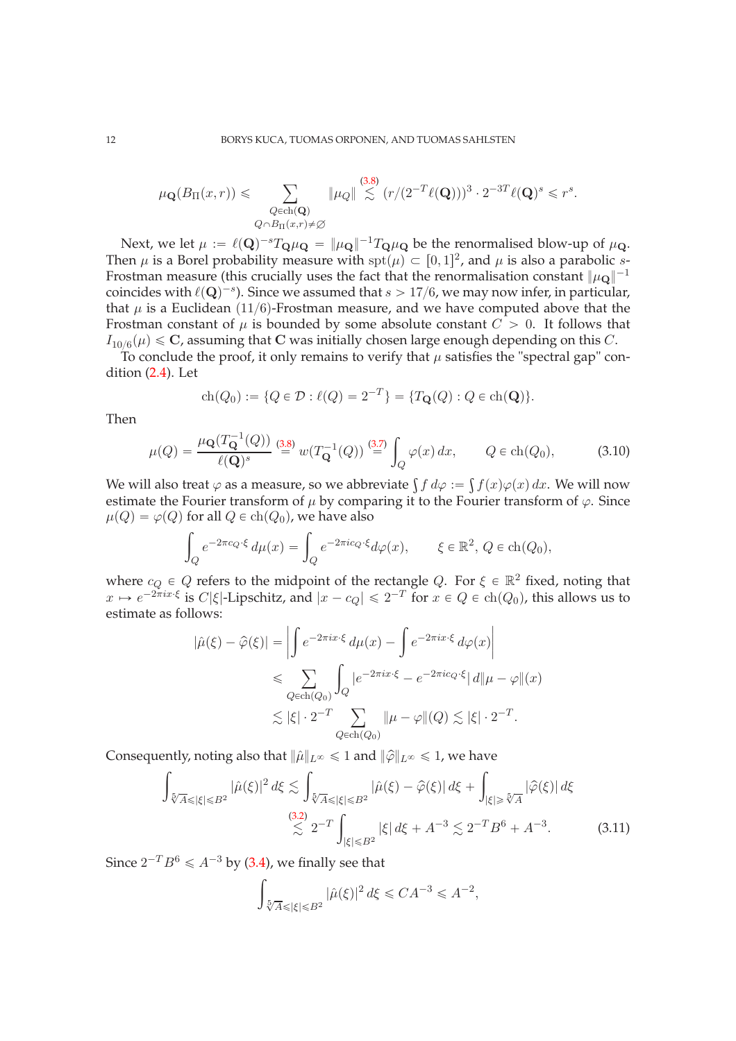$$\mu_{\mathbf{Q}}(B_\Pi(x,r)) \leqslant \sum_{\substack{Q \in \mathrm{ch}(\mathbf{Q}) \\ Q \cap B_\Pi(x,r) \neq \emptyset}} \|\mu_Q\| \overset{(3.8)}{\lesssim} (r/(2^{-T}\ell(\mathbf{Q})))^3 \cdot 2^{-3T}\ell(\mathbf{Q})^s \leqslant r^s.$$

Next, we let $\mu := \ell(\mathbf{Q})^{-s} T_{\mathbf{Q}}\mu_{\mathbf{Q}} = \|\mu_{\mathbf{Q}}\|^{-1} T_{\mathbf{Q}}\mu_{\mathbf{Q}}$ be the renormalised blow-up of $\mu_{\mathbf{Q}}$. Then $\mu$ is a Borel probability measure with $\mathrm{spt}(\mu) \subset [0,1]^2$, and $\mu$ is also a parabolic $s$-Frostman measure (this crucially uses the fact that the renormalisation constant $\|\mu_{\mathbf{Q}}\|^{-1}$ coincides with $\ell(\mathbf{Q})^{-s}$). Since we assumed that $s > 17/6$, we may now infer, in particular, that $\mu$ is a Euclidean $(11/6)$-Frostman measure, and we have computed above that the Frostman constant of $\mu$ is bounded by some absolute constant $C > 0$. It follows that $I_{10/6}(\mu) \leqslant \mathbf{C}$, assuming that $\mathbf{C}$ was initially chosen large enough depending on this $C$.

To conclude the proof, it only remains to verify that $\mu$ satisfies the "spectral gap" condition (2.4). Let

$$\mathrm{ch}(Q_0) := \{Q \in \mathcal{D} : \ell(Q) = 2^{-T}\} = \{T_{\mathbf{Q}}(Q) : Q \in \mathrm{ch}(\mathbf{Q})\}.$$

Then

$$\mu(Q) = \frac{\mu_{\mathbf{Q}}(T_{\mathbf{Q}}^{-1}(Q))}{\ell(\mathbf{Q})^s} \overset{(3.8)}{=} w(T_{\mathbf{Q}}^{-1}(Q)) \overset{(3.7)}{=} \int_Q \varphi(x)\,dx, \qquad Q \in \mathrm{ch}(Q_0), \tag{3.10}$$

We will also treat $\varphi$ as a measure, so we abbreviate $\int f\,d\varphi := \int f(x)\varphi(x)\,dx$. We will now estimate the Fourier transform of $\mu$ by comparing it to the Fourier transform of $\varphi$. Since $\mu(Q) = \varphi(Q)$ for all $Q \in \mathrm{ch}(Q_0)$, we have also

$$\int_Q e^{-2\pi c_Q \cdot \xi}\,d\mu(x) = \int_Q e^{-2\pi i c_Q \cdot \xi} d\varphi(x), \qquad \xi \in \mathbb{R}^2,\ Q \in \mathrm{ch}(Q_0),$$

where $c_Q \in Q$ refers to the midpoint of the rectangle $Q$. For $\xi \in \mathbb{R}^2$ fixed, noting that $x \mapsto e^{-2\pi i x \cdot \xi}$ is $C|\xi|$-Lipschitz, and $|x - c_Q| \leqslant 2^{-T}$ for $x \in Q \in \mathrm{ch}(Q_0)$, this allows us to estimate as follows:

$$\begin{aligned}
|\hat{\mu}(\xi) - \widehat{\varphi}(\xi)| &= \left| \int e^{-2\pi i x \cdot \xi}\,d\mu(x) - \int e^{-2\pi i x \cdot \xi}\,d\varphi(x) \right| \\
&\leqslant \sum_{Q \in \mathrm{ch}(Q_0)} \int_Q |e^{-2\pi i x \cdot \xi} - e^{-2\pi i c_Q \cdot \xi}|\,d\|\mu - \varphi\|(x) \\
&\lesssim |\xi| \cdot 2^{-T} \sum_{Q \in \mathrm{ch}(Q_0)} \|\mu - \varphi\|(Q) \lesssim |\xi| \cdot 2^{-T}.
\end{aligned}$$

Consequently, noting also that $\|\hat{\mu}\|_{L^\infty} \leqslant 1$ and $\|\widehat{\varphi}\|_{L^\infty} \leqslant 1$, we have

$$\begin{aligned}
\int_{\sqrt[5]{A} \leqslant |\xi| \leqslant B^2} |\hat{\mu}(\xi)|^2\,d\xi &\lesssim \int_{\sqrt[5]{A} \leqslant |\xi| \leqslant B^2} |\hat{\mu}(\xi) - \widehat{\varphi}(\xi)|\,d\xi + \int_{|\xi| \geqslant \sqrt[5]{A}} |\widehat{\varphi}(\xi)|\,d\xi \\
&\overset{(3.2)}{\lesssim} 2^{-T} \int_{|\xi| \leqslant B^2} |\xi|\,d\xi + A^{-3} \lesssim 2^{-T} B^6 + A^{-3}.
\end{aligned} \tag{3.11}$$

Since $2^{-T} B^6 \leqslant A^{-3}$ by (3.4), we finally see that

$$\int_{\sqrt[5]{A} \leqslant |\xi| \leqslant B^2} |\hat{\mu}(\xi)|^2\,d\xi \leqslant CA^{-3} \leqslant A^{-2},$$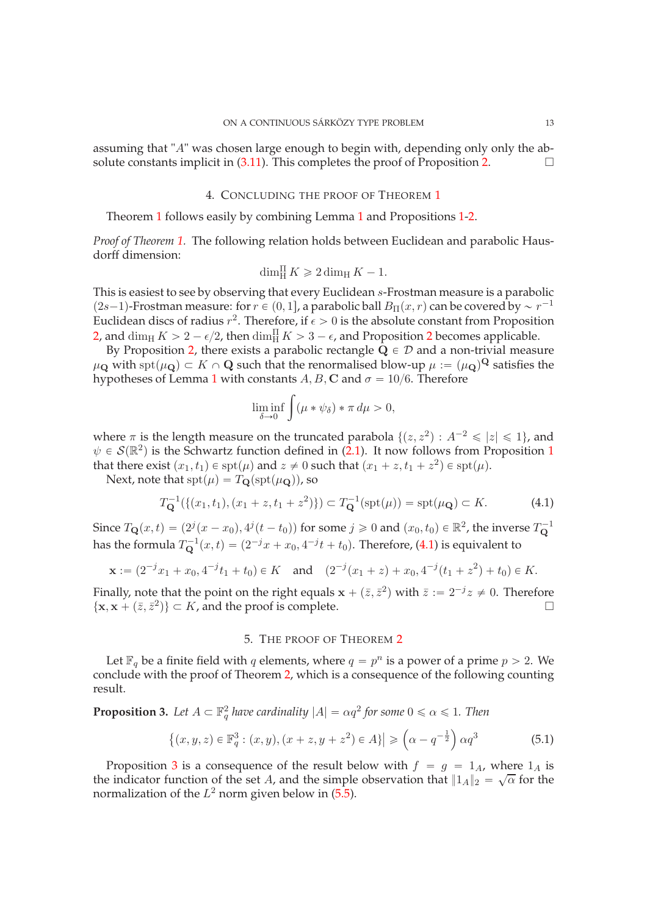assuming that "$A$" was chosen large enough to begin with, depending only only the absolute constants implicit in (3.11). This completes the proof of Proposition 2. $\square$

## 4. Concluding the proof of Theorem 1

Theorem 1 follows easily by combining Lemma 1 and Propositions 1-2.

*Proof of Theorem 1.* The following relation holds between Euclidean and parabolic Hausdorff dimension:

$$\dim_{\mathrm{H}}^{\Pi} K \geqslant 2 \dim_{\mathrm{H}} K - 1.$$

This is easiest to see by observing that every Euclidean $s$-Frostman measure is a parabolic $(2s-1)$-Frostman measure: for $r \in (0,1]$, a parabolic ball $B_{\Pi}(x,r)$ can be covered by $\sim r^{-1}$ Euclidean discs of radius $r^2$. Therefore, if $\epsilon > 0$ is the absolute constant from Proposition 2, and $\dim_{\mathrm{H}} K > 2 - \epsilon/2$, then $\dim_{\mathrm{H}}^{\Pi} K > 3 - \epsilon$, and Proposition 2 becomes applicable.

By Proposition 2, there exists a parabolic rectangle $\mathbf{Q} \in \mathcal{D}$ and a non-trivial measure $\mu_{\mathbf{Q}}$ with $\operatorname{spt}(\mu_{\mathbf{Q}}) \subset K \cap \mathbf{Q}$ such that the renormalised blow-up $\mu := (\mu_{\mathbf{Q}})^{\mathbf{Q}}$ satisfies the hypotheses of Lemma 1 with constants $A, B, \mathbf{C}$ and $\sigma = 10/6$. Therefore

$$\liminf_{\delta \to 0} \int (\mu * \psi_{\delta}) * \pi \, d\mu > 0,$$

where $\pi$ is the length measure on the truncated parabola $\{(z, z^2) : A^{-2} \leqslant |z| \leqslant 1\}$, and $\psi \in \mathcal{S}(\mathbb{R}^2)$ is the Schwartz function defined in (2.1). It now follows from Proposition 1 that there exist $(x_1, t_1) \in \operatorname{spt}(\mu)$ and $z \neq 0$ such that $(x_1 + z, t_1 + z^2) \in \operatorname{spt}(\mu)$.

Next, note that $\operatorname{spt}(\mu) = T_{\mathbf{Q}}(\operatorname{spt}(\mu_{\mathbf{Q}}))$, so

$$T_{\mathbf{Q}}^{-1}(\{(x_1, t_1), (x_1 + z, t_1 + z^2)\}) \subset T_{\mathbf{Q}}^{-1}(\operatorname{spt}(\mu)) = \operatorname{spt}(\mu_{\mathbf{Q}}) \subset K. \tag{4.1}$$

Since $T_{\mathbf{Q}}(x,t) = (2^j(x - x_0), 4^j(t - t_0))$ for some $j \geqslant 0$ and $(x_0, t_0) \in \mathbb{R}^2$, the inverse $T_{\mathbf{Q}}^{-1}$ has the formula $T_{\mathbf{Q}}^{-1}(x,t) = (2^{-j}x + x_0, 4^{-j}t + t_0)$. Therefore, (4.1) is equivalent to

$$\mathbf{x} := (2^{-j}x_1 + x_0, 4^{-j}t_1 + t_0) \in K \quad \text{and} \quad (2^{-j}(x_1 + z) + x_0, 4^{-j}(t_1 + z^2) + t_0) \in K.$$

Finally, note that the point on the right equals $\mathbf{x} + (\bar{z}, \bar{z}^2)$ with $\bar{z} := 2^{-j}z \neq 0$. Therefore $\{\mathbf{x}, \mathbf{x} + (\bar{z}, \bar{z}^2)\} \subset K$, and the proof is complete. $\square$

## 5. The proof of Theorem 2

Let $\mathbb{F}_q$ be a finite field with $q$ elements, where $q = p^n$ is a power of a prime $p > 2$. We conclude with the proof of Theorem 2, which is a consequence of the following counting result.

**Proposition 3.** *Let $A \subset \mathbb{F}_q^2$ have cardinality $|A| = \alpha q^2$ for some $0 \leqslant \alpha \leqslant 1$. Then*

$$\left|\{(x,y,z) \in \mathbb{F}_q^3 : (x,y), (x + z, y + z^2) \in A\}\right| \geqslant \left(\alpha - q^{-\frac{1}{2}}\right) \alpha q^3 \tag{5.1}$$

Proposition 3 is a consequence of the result below with $f = g = 1_A$, where $1_A$ is the indicator function of the set $A$, and the simple observation that $\|1_A\|_2 = \sqrt{\alpha}$ for the normalization of the $L^2$ norm given below in (5.5).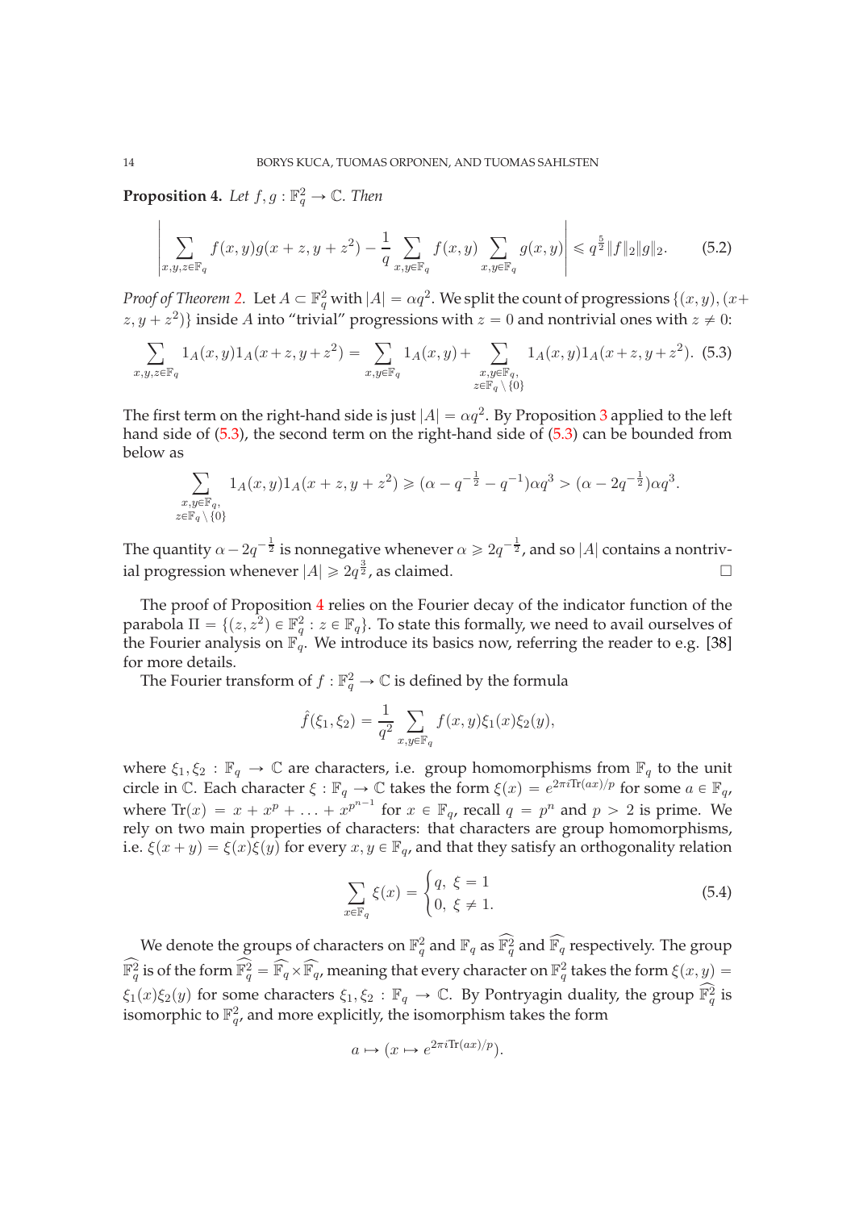**Proposition 4.** *Let $f, g : \mathbb{F}_q^2 \to \mathbb{C}$. Then*

$$\left| \sum_{x,y,z \in \mathbb{F}_q} f(x,y) g(x+z, y+z^2) - \frac{1}{q} \sum_{x,y \in \mathbb{F}_q} f(x,y) \sum_{x,y \in \mathbb{F}_q} g(x,y) \right| \leqslant q^{\frac{5}{2}} \|f\|_2 \|g\|_2. \tag{5.2}$$

*Proof of Theorem 2.* Let $A \subset \mathbb{F}_q^2$ with $|A| = \alpha q^2$. We split the count of progressions $\{(x,y), (x+z, y+z^2)\}$ inside $A$ into "trivial" progressions with $z = 0$ and nontrivial ones with $z \neq 0$:

$$\sum_{x,y,z \in \mathbb{F}_q} 1_A(x,y) 1_A(x+z, y+z^2) = \sum_{x,y \in \mathbb{F}_q} 1_A(x,y) + \sum_{\substack{x,y \in \mathbb{F}_q, \\ z \in \mathbb{F}_q \setminus \{0\}}} 1_A(x,y) 1_A(x+z, y+z^2). \tag{5.3}$$

The first term on the right-hand side is just $|A| = \alpha q^2$. By Proposition 3 applied to the left hand side of (5.3), the second term on the right-hand side of (5.3) can be bounded from below as

$$\sum_{\substack{x,y \in \mathbb{F}_q, \\ z \in \mathbb{F}_q \setminus \{0\}}} 1_A(x,y) 1_A(x+z, y+z^2) \geqslant (\alpha - q^{-\frac{1}{2}} - q^{-1}) \alpha q^3 > (\alpha - 2q^{-\frac{1}{2}}) \alpha q^3.$$

The quantity $\alpha - 2q^{-\frac{1}{2}}$ is nonnegative whenever $\alpha \geqslant 2q^{-\frac{1}{2}}$, and so $|A|$ contains a nontrivial progression whenever $|A| \geqslant 2q^{\frac{3}{2}}$, as claimed. □

The proof of Proposition 4 relies on the Fourier decay of the indicator function of the parabola $\Pi = \{(z, z^2) \in \mathbb{F}_q^2 : z \in \mathbb{F}_q\}$. To state this formally, we need to avail ourselves of the Fourier analysis on $\mathbb{F}_q$. We introduce its basics now, referring the reader to e.g. [38] for more details.

The Fourier transform of $f : \mathbb{F}_q^2 \to \mathbb{C}$ is defined by the formula

$$\hat{f}(\xi_1, \xi_2) = \frac{1}{q^2} \sum_{x,y \in \mathbb{F}_q} f(x,y) \xi_1(x) \xi_2(y),$$

where $\xi_1, \xi_2 : \mathbb{F}_q \to \mathbb{C}$ are characters, i.e. group homomorphisms from $\mathbb{F}_q$ to the unit circle in $\mathbb{C}$. Each character $\xi : \mathbb{F}_q \to \mathbb{C}$ takes the form $\xi(x) = e^{2\pi i \mathrm{Tr}(ax)/p}$ for some $a \in \mathbb{F}_q$, where $\mathrm{Tr}(x) = x + x^p + \ldots + x^{p^{n-1}}$ for $x \in \mathbb{F}_q$, recall $q = p^n$ and $p > 2$ is prime. We rely on two main properties of characters: that characters are group homomorphisms, i.e. $\xi(x+y) = \xi(x)\xi(y)$ for every $x, y \in \mathbb{F}_q$, and that they satisfy an orthogonality relation

$$\sum_{x \in \mathbb{F}_q} \xi(x) = \begin{cases} q, & \xi = 1 \\ 0, & \xi \neq 1. \end{cases} \tag{5.4}$$

We denote the groups of characters on $\mathbb{F}_q^2$ and $\mathbb{F}_q$ as $\widehat{\mathbb{F}_q^2}$ and $\widehat{\mathbb{F}_q}$ respectively. The group $\widehat{\mathbb{F}_q^2}$ is of the form $\widehat{\mathbb{F}_q^2} = \widehat{\mathbb{F}_q} \times \widehat{\mathbb{F}_q}$, meaning that every character on $\mathbb{F}_q^2$ takes the form $\xi(x,y) = \xi_1(x)\xi_2(y)$ for some characters $\xi_1, \xi_2 : \mathbb{F}_q \to \mathbb{C}$. By Pontryagin duality, the group $\widehat{\mathbb{F}_q^2}$ is isomorphic to $\mathbb{F}_q^2$, and more explicitly, the isomorphism takes the form

$$a \mapsto (x \mapsto e^{2\pi i \mathrm{Tr}(ax)/p}).$$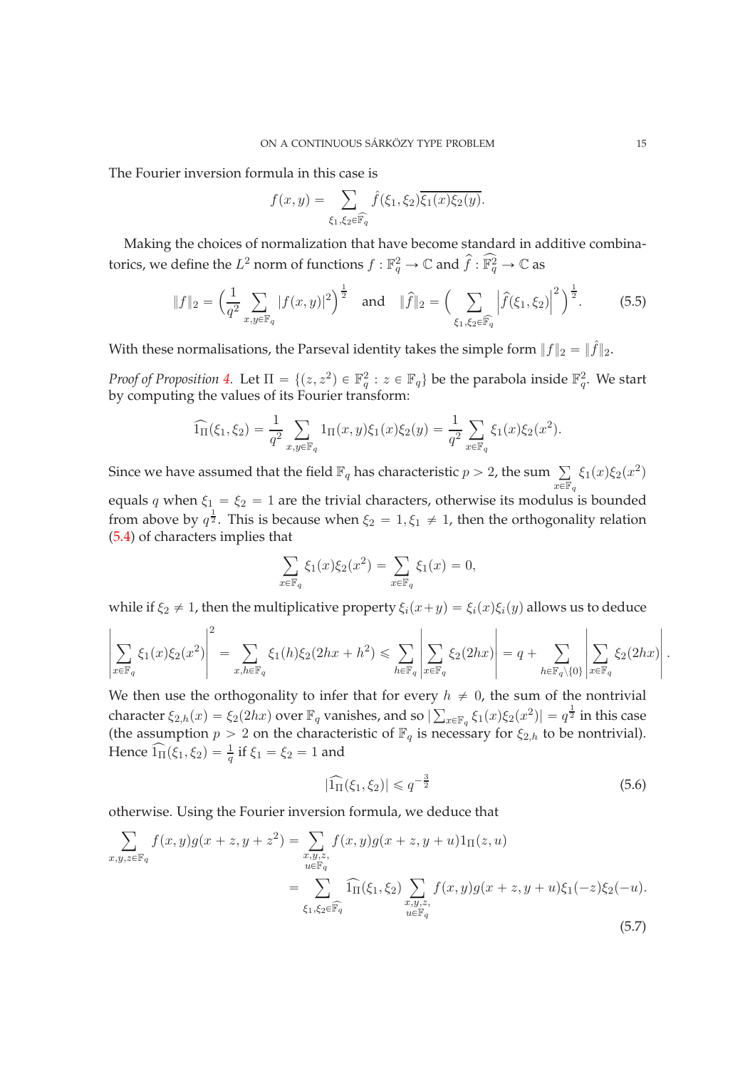The Fourier inversion formula in this case is

$$f(x, y) = \sum_{\xi_1, \xi_2 \in \widehat{\mathbb{F}_q}} \hat{f}(\xi_1, \xi_2) \overline{\xi_1(x) \xi_2(y)}.$$

Making the choices of normalization that have become standard in additive combinatorics, we define the $L^2$ norm of functions $f : \mathbb{F}_q^2 \to \mathbb{C}$ and $\widehat{f} : \widehat{\mathbb{F}_q^2} \to \mathbb{C}$ as

$$\|f\|_2 = \Big( \frac{1}{q^2} \sum_{x,y \in \mathbb{F}_q} |f(x,y)|^2 \Big)^{\frac{1}{2}} \quad \text{and} \quad \|\widehat{f}\|_2 = \Big( \sum_{\xi_1, \xi_2 \in \widehat{\mathbb{F}_q}} \Big|\widehat{f}(\xi_1, \xi_2)\Big|^2 \Big)^{\frac{1}{2}}. \tag{5.5}$$

With these normalisations, the Parseval identity takes the simple form $\|f\|_2 = \|\hat{f}\|_2$.

*Proof of Proposition 4.* Let $\Pi = \{(z, z^2) \in \mathbb{F}_q^2 : z \in \mathbb{F}_q\}$ be the parabola inside $\mathbb{F}_q^2$. We start by computing the values of its Fourier transform:

$$\widehat{1_\Pi}(\xi_1, \xi_2) = \frac{1}{q^2} \sum_{x,y \in \mathbb{F}_q} 1_\Pi(x,y) \xi_1(x) \xi_2(y) = \frac{1}{q^2} \sum_{x \in \mathbb{F}_q} \xi_1(x) \xi_2(x^2).$$

Since we have assumed that the field $\mathbb{F}_q$ has characteristic $p > 2$, the sum $\sum_{x \in \mathbb{F}_q} \xi_1(x) \xi_2(x^2)$ equals $q$ when $\xi_1 = \xi_2 = 1$ are the trivial characters, otherwise its modulus is bounded from above by $q^{\frac{1}{2}}$. This is because when $\xi_2 = 1, \xi_1 \neq 1$, then the orthogonality relation (5.4) of characters implies that

$$\sum_{x \in \mathbb{F}_q} \xi_1(x) \xi_2(x^2) = \sum_{x \in \mathbb{F}_q} \xi_1(x) = 0,$$

while if $\xi_2 \neq 1$, then the multiplicative property $\xi_i(x+y) = \xi_i(x)\xi_i(y)$ allows us to deduce

$$\left| \sum_{x \in \mathbb{F}_q} \xi_1(x) \xi_2(x^2) \right|^2 = \sum_{x,h \in \mathbb{F}_q} \xi_1(h) \xi_2(2hx + h^2) \leqslant \sum_{h \in \mathbb{F}_q} \left| \sum_{x \in \mathbb{F}_q} \xi_2(2hx) \right| = q + \sum_{h \in \mathbb{F}_q \setminus \{0\}} \left| \sum_{x \in \mathbb{F}_q} \xi_2(2hx) \right|.$$

We then use the orthogonality to infer that for every $h \neq 0$, the sum of the nontrivial character $\xi_{2,h}(x) = \xi_2(2hx)$ over $\mathbb{F}_q$ vanishes, and so $|\sum_{x \in \mathbb{F}_q} \xi_1(x) \xi_2(x^2)| = q^{\frac{1}{2}}$ in this case (the assumption $p > 2$ on the characteristic of $\mathbb{F}_q$ is necessary for $\xi_{2,h}$ to be nontrivial). Hence $\widehat{1_\Pi}(\xi_1, \xi_2) = \frac{1}{q}$ if $\xi_1 = \xi_2 = 1$ and

$$|\widehat{1_\Pi}(\xi_1, \xi_2)| \leqslant q^{-\frac{3}{2}} \tag{5.6}$$

otherwise. Using the Fourier inversion formula, we deduce that

$$\begin{aligned}
\sum_{x,y,z \in \mathbb{F}_q} f(x,y) g(x+z, y+z^2) &= \sum_{\substack{x,y,z,\\ u \in \mathbb{F}_q}} f(x,y) g(x+z, y+u) 1_\Pi(z,u) \\
&= \sum_{\xi_1, \xi_2 \in \widehat{\mathbb{F}_q}} \widehat{1_\Pi}(\xi_1, \xi_2) \sum_{\substack{x,y,z,\\ u \in \mathbb{F}_q}} f(x,y) g(x+z, y+u) \xi_1(-z) \xi_2(-u).
\end{aligned} \tag{5.7}$$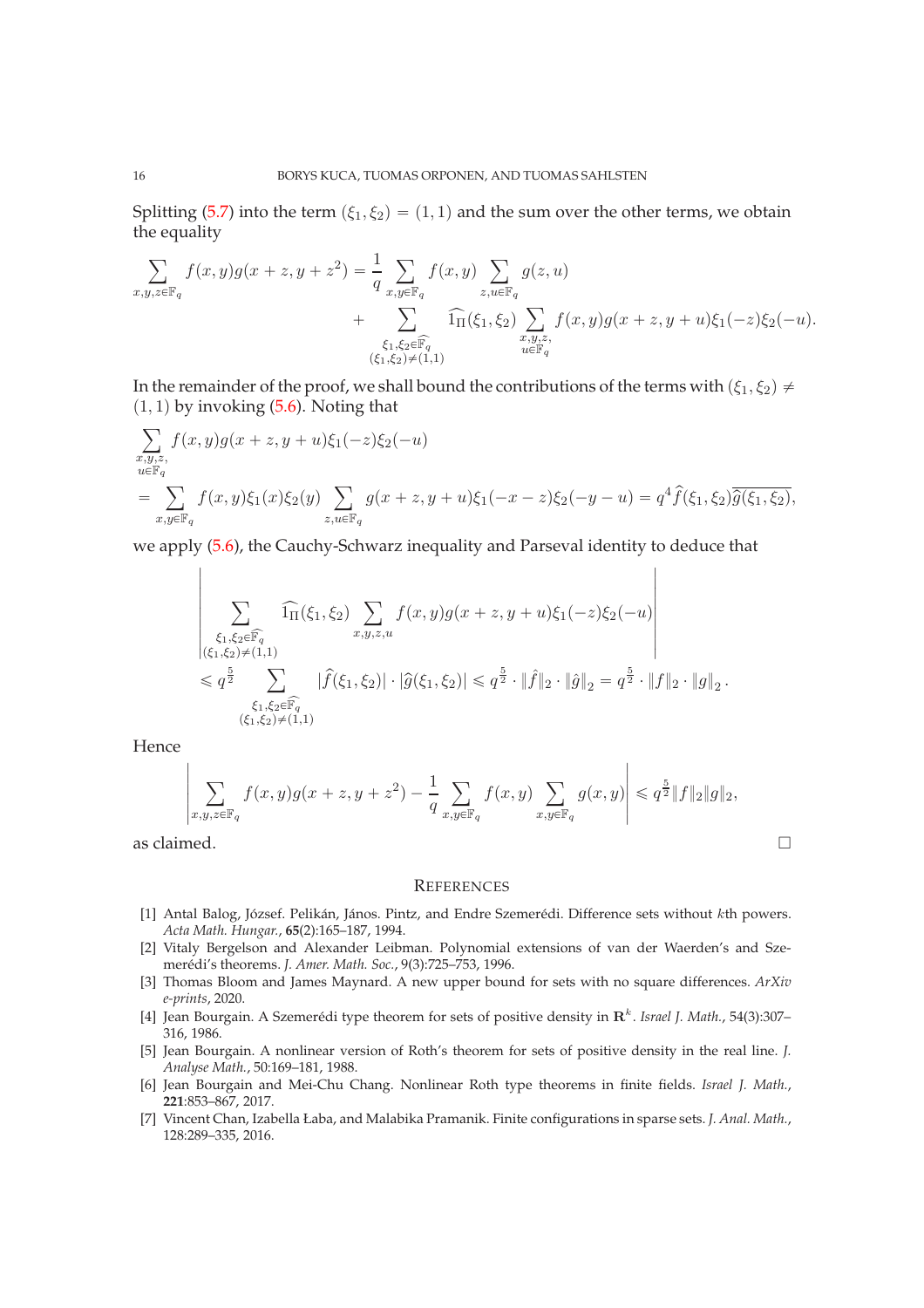Splitting (5.7) into the term $(\xi_1, \xi_2) = (1, 1)$ and the sum over the other terms, we obtain the equality

$$
\begin{aligned}
\sum_{x,y,z \in \mathbb{F}_q} f(x,y) g(x+z, y+z^2) = \frac{1}{q} \sum_{x,y \in \mathbb{F}_q} f(x,y) \sum_{z,u \in \mathbb{F}_q} g(z,u) \\
+ \sum_{\substack{\xi_1, \xi_2 \in \widehat{\mathbb{F}_q} \\ (\xi_1,\xi_2) \neq (1,1)}} \widehat{1_\Pi}(\xi_1, \xi_2) \sum_{\substack{x,y,z, \\ u \in \mathbb{F}_q}} f(x,y) g(x+z, y+u) \xi_1(-z) \xi_2(-u).
\end{aligned}
$$

In the remainder of the proof, we shall bound the contributions of the terms with $(\xi_1, \xi_2) \neq (1, 1)$ by invoking (5.6). Noting that

$$
\begin{aligned}
&\sum_{\substack{x,y,z, \\ u \in \mathbb{F}_q}} f(x,y) g(x+z, y+u) \xi_1(-z) \xi_2(-u) \\
&= \sum_{x,y \in \mathbb{F}_q} f(x,y) \xi_1(x) \xi_2(y) \sum_{z,u \in \mathbb{F}_q} g(x+z, y+u) \xi_1(-x-z) \xi_2(-y-u) = q^4 \hat{f}(\xi_1, \xi_2) \overline{\hat{g}(\xi_1, \xi_2)},
\end{aligned}
$$

we apply (5.6), the Cauchy-Schwarz inequality and Parseval identity to deduce that

$$
\begin{aligned}
&\left| \sum_{\substack{\xi_1, \xi_2 \in \widehat{\mathbb{F}_q} \\ (\xi_1,\xi_2) \neq (1,1)}} \widehat{1_\Pi}(\xi_1, \xi_2) \sum_{x,y,z,u} f(x,y) g(x+z, y+u) \xi_1(-z) \xi_2(-u) \right| \\
&\leqslant q^{\frac{5}{2}} \sum_{\substack{\xi_1, \xi_2 \in \widehat{\mathbb{F}_q} \\ (\xi_1,\xi_2) \neq (1,1)}} |\hat{f}(\xi_1, \xi_2)| \cdot |\hat{g}(\xi_1, \xi_2)| \leqslant q^{\frac{5}{2}} \cdot \|\hat{f}\|_2 \cdot \|\hat{g}\|_2 = q^{\frac{5}{2}} \cdot \|f\|_2 \cdot \|g\|_2 \,.
\end{aligned}
$$

Hence

$$
\left| \sum_{x,y,z \in \mathbb{F}_q} f(x,y) g(x+z, y+z^2) - \frac{1}{q} \sum_{x,y \in \mathbb{F}_q} f(x,y) \sum_{x,y \in \mathbb{F}_q} g(x,y) \right| \leqslant q^{\frac{5}{2}} \|f\|_2 \|g\|_2,
$$

as claimed. □

## References

[1] Antal Balog, József. Pelikán, János. Pintz, and Endre Szemerédi. Difference sets without $k$th powers. *Acta Math. Hungar.*, **65**(2):165–187, 1994.

[2] Vitaly Bergelson and Alexander Leibman. Polynomial extensions of van der Waerden's and Szemerédi's theorems. *J. Amer. Math. Soc.*, 9(3):725–753, 1996.

[3] Thomas Bloom and James Maynard. A new upper bound for sets with no square differences. *ArXiv e-prints*, 2020.

[4] Jean Bourgain. A Szemerédi type theorem for sets of positive density in $\mathbf{R}^k$. *Israel J. Math.*, 54(3):307–316, 1986.

[5] Jean Bourgain. A nonlinear version of Roth's theorem for sets of positive density in the real line. *J. Analyse Math.*, 50:169–181, 1988.

[6] Jean Bourgain and Mei-Chu Chang. Nonlinear Roth type theorems in finite fields. *Israel J. Math.*, **221**:853–867, 2017.

[7] Vincent Chan, Izabella Łaba, and Malabika Pramanik. Finite configurations in sparse sets. *J. Anal. Math.*, 128:289–335, 2016.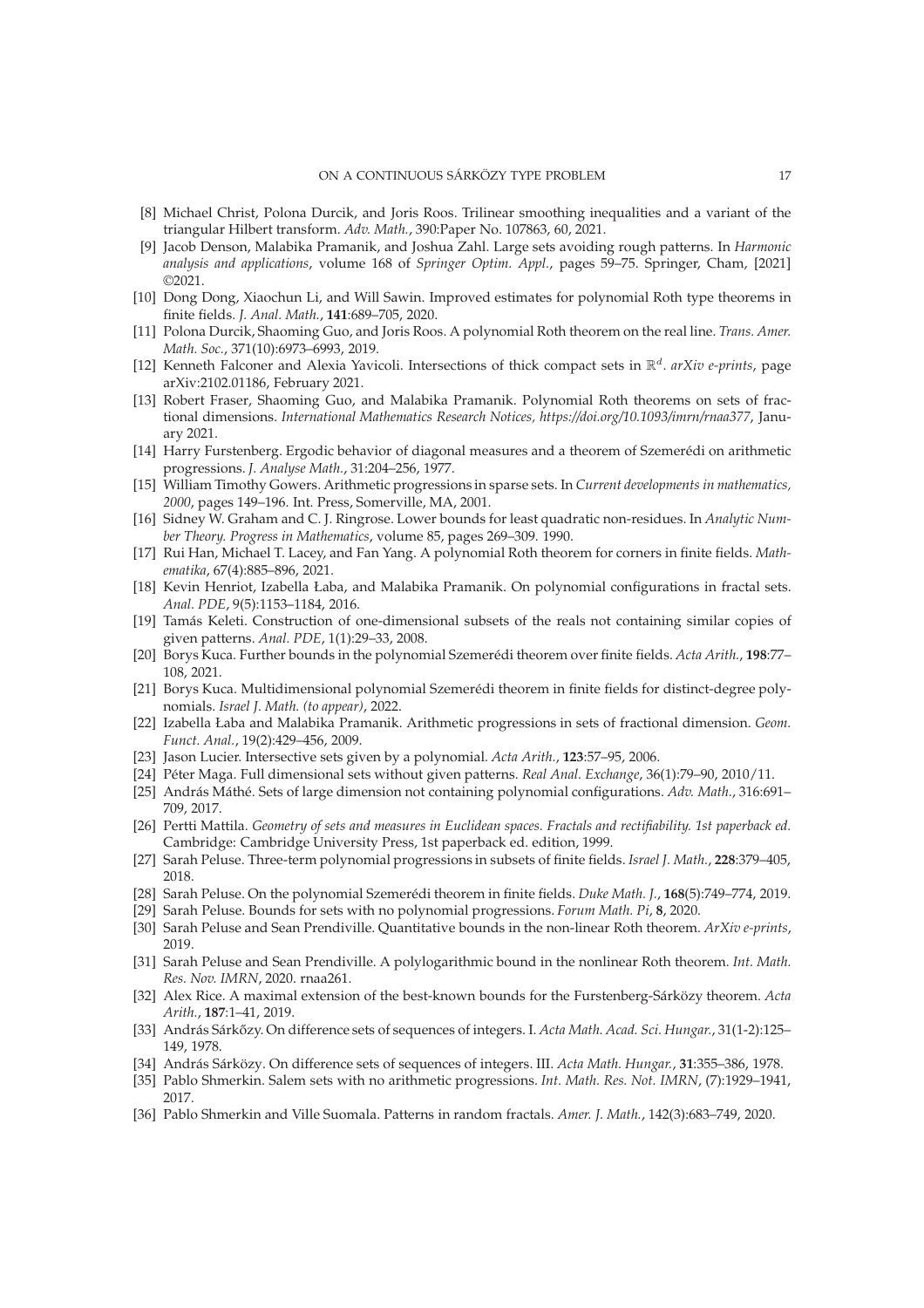[8] Michael Christ, Polona Durcik, and Joris Roos. Trilinear smoothing inequalities and a variant of the triangular Hilbert transform. *Adv. Math.*, 390:Paper No. 107863, 60, 2021.

[9] Jacob Denson, Malabika Pramanik, and Joshua Zahl. Large sets avoiding rough patterns. In *Harmonic analysis and applications*, volume 168 of *Springer Optim. Appl.*, pages 59–75. Springer, Cham, [2021] ©2021.

[10] Dong Dong, Xiaochun Li, and Will Sawin. Improved estimates for polynomial Roth type theorems in finite fields. *J. Anal. Math.*, **141**:689–705, 2020.

[11] Polona Durcik, Shaoming Guo, and Joris Roos. A polynomial Roth theorem on the real line. *Trans. Amer. Math. Soc.*, 371(10):6973–6993, 2019.

[12] Kenneth Falconer and Alexia Yavicoli. Intersections of thick compact sets in $\mathbb{R}^d$. *arXiv e-prints*, page arXiv:2102.01186, February 2021.

[13] Robert Fraser, Shaoming Guo, and Malabika Pramanik. Polynomial Roth theorems on sets of fractional dimensions. *International Mathematics Research Notices, https://doi.org/10.1093/imrn/rnaa377*, January 2021.

[14] Harry Furstenberg. Ergodic behavior of diagonal measures and a theorem of Szemerédi on arithmetic progressions. *J. Analyse Math.*, 31:204–256, 1977.

[15] William Timothy Gowers. Arithmetic progressions in sparse sets. In *Current developments in mathematics, 2000*, pages 149–196. Int. Press, Somerville, MA, 2001.

[16] Sidney W. Graham and C. J. Ringrose. Lower bounds for least quadratic non-residues. In *Analytic Number Theory. Progress in Mathematics*, volume 85, pages 269–309. 1990.

[17] Rui Han, Michael T. Lacey, and Fan Yang. A polynomial Roth theorem for corners in finite fields. *Mathematika*, 67(4):885–896, 2021.

[18] Kevin Henriot, Izabella Łaba, and Malabika Pramanik. On polynomial configurations in fractal sets. *Anal. PDE*, 9(5):1153–1184, 2016.

[19] Tamás Keleti. Construction of one-dimensional subsets of the reals not containing similar copies of given patterns. *Anal. PDE*, 1(1):29–33, 2008.

[20] Borys Kuca. Further bounds in the polynomial Szemerédi theorem over finite fields. *Acta Arith.*, **198**:77–108, 2021.

[21] Borys Kuca. Multidimensional polynomial Szemerédi theorem in finite fields for distinct-degree polynomials. *Israel J. Math. (to appear)*, 2022.

[22] Izabella Łaba and Malabika Pramanik. Arithmetic progressions in sets of fractional dimension. *Geom. Funct. Anal.*, 19(2):429–456, 2009.

[23] Jason Lucier. Intersective sets given by a polynomial. *Acta Arith.*, **123**:57–95, 2006.

[24] Péter Maga. Full dimensional sets without given patterns. *Real Anal. Exchange*, 36(1):79–90, 2010/11.

[25] András Máthé. Sets of large dimension not containing polynomial configurations. *Adv. Math.*, 316:691–709, 2017.

[26] Pertti Mattila. *Geometry of sets and measures in Euclidean spaces. Fractals and rectifiability. 1st paperback ed.* Cambridge: Cambridge University Press, 1st paperback ed. edition, 1999.

[27] Sarah Peluse. Three-term polynomial progressions in subsets of finite fields. *Israel J. Math.*, **228**:379–405, 2018.

[28] Sarah Peluse. On the polynomial Szemerédi theorem in finite fields. *Duke Math. J.*, **168**(5):749–774, 2019.

[29] Sarah Peluse. Bounds for sets with no polynomial progressions. *Forum Math. Pi*, **8**, 2020.

[30] Sarah Peluse and Sean Prendiville. Quantitative bounds in the non-linear Roth theorem. *ArXiv e-prints*, 2019.

[31] Sarah Peluse and Sean Prendiville. A polylogarithmic bound in the nonlinear Roth theorem. *Int. Math. Res. Nov. IMRN*, 2020. rnaa261.

[32] Alex Rice. A maximal extension of the best-known bounds for the Furstenberg-Sárközy theorem. *Acta Arith.*, **187**:1–41, 2019.

[33] András Sárkőzy. On difference sets of sequences of integers. I. *Acta Math. Acad. Sci. Hungar.*, 31(1-2):125–149, 1978.

[34] András Sárközy. On difference sets of sequences of integers. III. *Acta Math. Hungar.*, **31**:355–386, 1978.

[35] Pablo Shmerkin. Salem sets with no arithmetic progressions. *Int. Math. Res. Not. IMRN*, (7):1929–1941, 2017.

[36] Pablo Shmerkin and Ville Suomala. Patterns in random fractals. *Amer. J. Math.*, 142(3):683–749, 2020.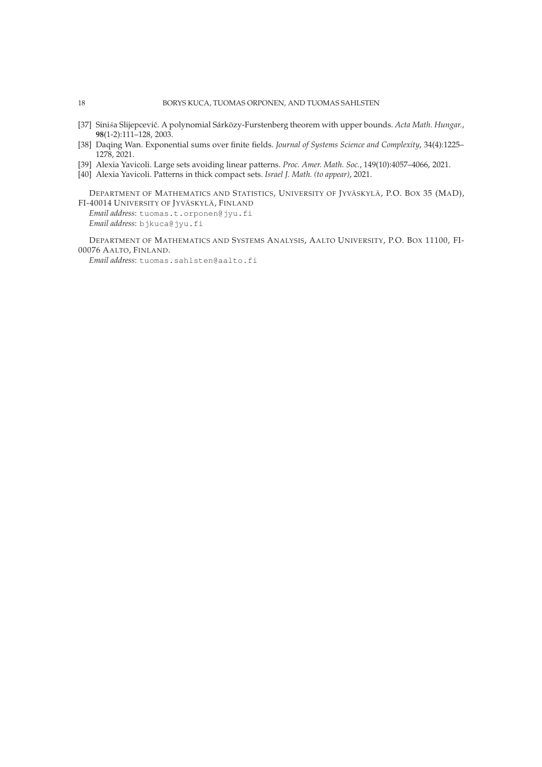[37] Siniša Slijepčević. A polynomial Sárközy-Furstenberg theorem with upper bounds. *Acta Math. Hungar.*, **98**(1-2):111–128, 2003.

[38] Daqing Wan. Exponential sums over finite fields. *Journal of Systems Science and Complexity*, 34(4):1225–1278, 2021.

[39] Alexia Yavicoli. Large sets avoiding linear patterns. *Proc. Amer. Math. Soc.*, 149(10):4057–4066, 2021.

[40] Alexia Yavicoli. Patterns in thick compact sets. *Israel J. Math. (to appear)*, 2021.

DEPARTMENT OF MATHEMATICS AND STATISTICS, UNIVERSITY OF JYVÄSKYLÄ, P.O. BOX 35 (MAD), FI-40014 UNIVERSITY OF JYVÄSKYLÄ, FINLAND

*Email address*: tuomas.t.orponen@jyu.fi

*Email address*: bjkuca@jyu.fi

DEPARTMENT OF MATHEMATICS AND SYSTEMS ANALYSIS, AALTO UNIVERSITY, P.O. BOX 11100, FI-00076 AALTO, FINLAND.

*Email address*: tuomas.sahlsten@aalto.fi